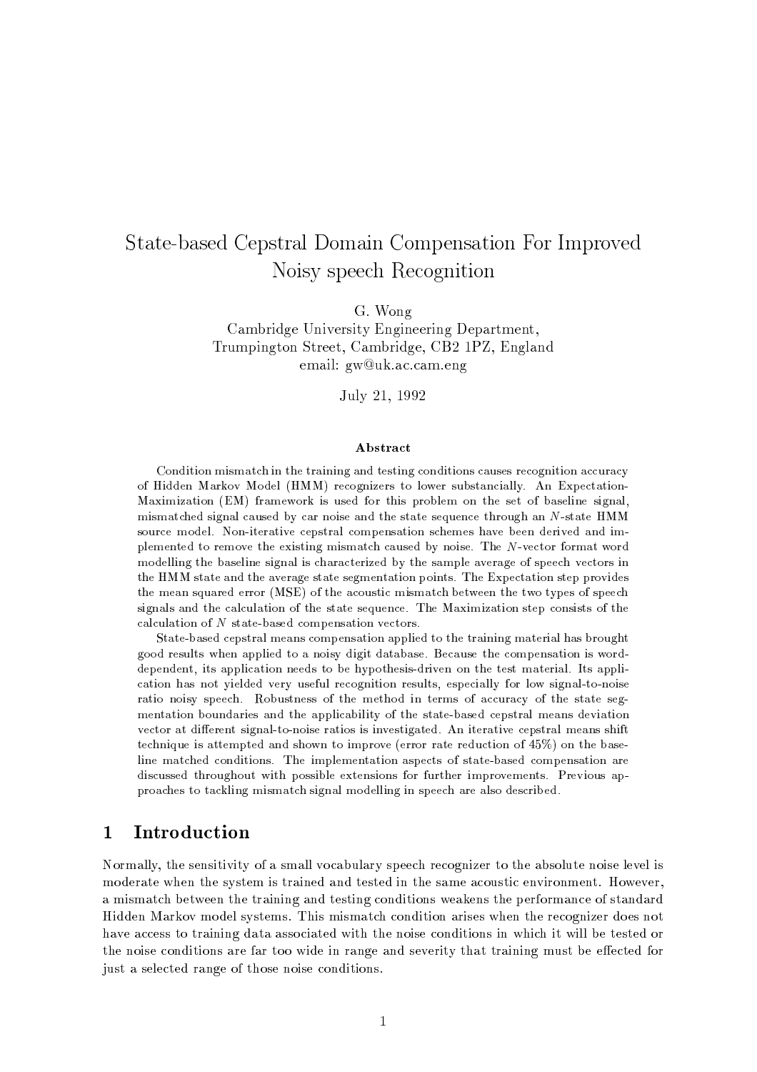# State-based Cepstral Domain Compensation For Improved Noisy speech Recognition

G. Wong
Cambridge University Engineering Department,
Trumpington Street, Cambridge, CB2 1PZ, England
email: gw@uk.ac.cam.eng

July 21, 1992

### Abstract

Condition mismatch in the training and testing conditions causes recognition accuracy of Hidden Markov Model (HMM) recognizers to lower substancially. An Expectation-Maximization (EM) framework is used for this problem on the set of baseline signal, mismatched signal caused by car noise and the state sequence through an $N$-state HMM source model. Non-iterative cepstral compensation schemes have been derived and implemented to remove the existing mismatch caused by noise. The $N$-vector format word modelling the baseline signal is characterized by the sample average of speech vectors in the HMM state and the average state segmentation points. The Expectation step provides the mean squared error (MSE) of the acoustic mismatch between the two types of speech signals and the calculation of the state sequence. The Maximization step consists of the calculation of $N$ state-based compensation vectors.

State-based cepstral means compensation applied to the training material has brought good results when applied to a noisy digit database. Because the compensation is word-dependent, its application needs to be hypothesis-driven on the test material. Its application has not yielded very useful recognition results, especially for low signal-to-noise ratio noisy speech. Robustness of the method in terms of accuracy of the state segmentation boundaries and the applicability of the state-based cepstral means deviation vector at different signal-to-noise ratios is investigated. An iterative cepstral means shift technique is attempted and shown to improve (error rate reduction of 45%) on the baseline matched conditions. The implementation aspects of state-based compensation are discussed throughout with possible extensions for further improvements. Previous approaches to tackling mismatch signal modelling in speech are also described.

## 1 Introduction

Normally, the sensitivity of a small vocabulary speech recognizer to the absolute noise level is moderate when the system is trained and tested in the same acoustic environment. However, a mismatch between the training and testing conditions weakens the performance of standard Hidden Markov model systems. This mismatch condition arises when the recognizer does not have access to training data associated with the noise conditions in which it will be tested or the noise conditions are far too wide in range and severity that training must be effected for just a selected range of those noise conditions.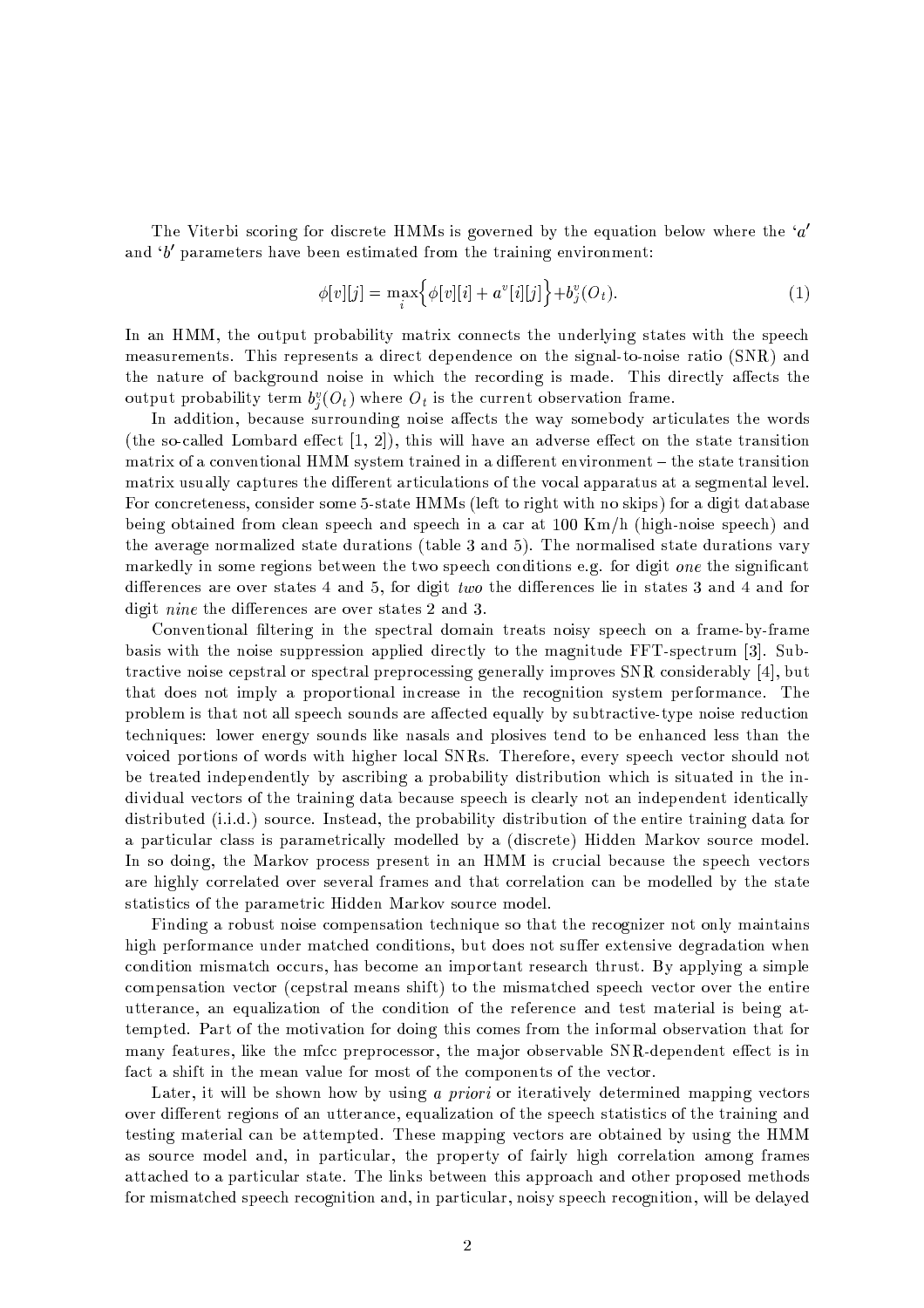The Viterbi scoring for discrete HMMs is governed by the equation below where the '$a$' and '$b$' parameters have been estimated from the training environment:

$$\phi[v][j] = \max_{i}\Big\{\phi[v][i] + a^{v}[i][j]\Big\} + b_{j}^{v}(O_t). \tag{1}$$

In an HMM, the output probability matrix connects the underlying states with the speech measurements. This represents a direct dependence on the signal-to-noise ratio (SNR) and the nature of background noise in which the recording is made. This directly affects the output probability term $b_j^v(O_t)$ where $O_t$ is the current observation frame.

In addition, because surrounding noise affects the way somebody articulates the words (the so-called Lombard effect [1, 2]), this will have an adverse effect on the state transition matrix of a conventional HMM system trained in a different environment – the state transition matrix usually captures the different articulations of the vocal apparatus at a segmental level. For concreteness, consider some 5-state HMMs (left to right with no skips) for a digit database being obtained from clean speech and speech in a car at 100 Km/h (high-noise speech) and the average normalized state durations (table 3 and 5). The normalised state durations vary markedly in some regions between the two speech conditions e.g. for digit *one* the significant differences are over states 4 and 5, for digit *two* the differences lie in states 3 and 4 and for digit *nine* the differences are over states 2 and 3.

Conventional filtering in the spectral domain treats noisy speech on a frame-by-frame basis with the noise suppression applied directly to the magnitude FFT-spectrum [3]. Subtractive noise cepstral or spectral preprocessing generally improves SNR considerably [4], but that does not imply a proportional increase in the recognition system performance. The problem is that not all speech sounds are affected equally by subtractive-type noise reduction techniques: lower energy sounds like nasals and plosives tend to be enhanced less than the voiced portions of words with higher local SNRs. Therefore, every speech vector should not be treated independently by ascribing a probability distribution which is situated in the individual vectors of the training data because speech is clearly not an independent identically distributed (i.i.d.) source. Instead, the probability distribution of the entire training data for a particular class is parametrically modelled by a (discrete) Hidden Markov source model. In so doing, the Markov process present in an HMM is crucial because the speech vectors are highly correlated over several frames and that correlation can be modelled by the state statistics of the parametric Hidden Markov source model.

Finding a robust noise compensation technique so that the recognizer not only maintains high performance under matched conditions, but does not suffer extensive degradation when condition mismatch occurs, has become an important research thrust. By applying a simple compensation vector (cepstral means shift) to the mismatched speech vector over the entire utterance, an equalization of the condition of the reference and test material is being attempted. Part of the motivation for doing this comes from the informal observation that for many features, like the mfcc preprocessor, the major observable SNR-dependent effect is in fact a shift in the mean value for most of the components of the vector.

Later, it will be shown how by using *a priori* or iteratively determined mapping vectors over different regions of an utterance, equalization of the speech statistics of the training and testing material can be attempted. These mapping vectors are obtained by using the HMM as source model and, in particular, the property of fairly high correlation among frames attached to a particular state. The links between this approach and other proposed methods for mismatched speech recognition and, in particular, noisy speech recognition, will be delayed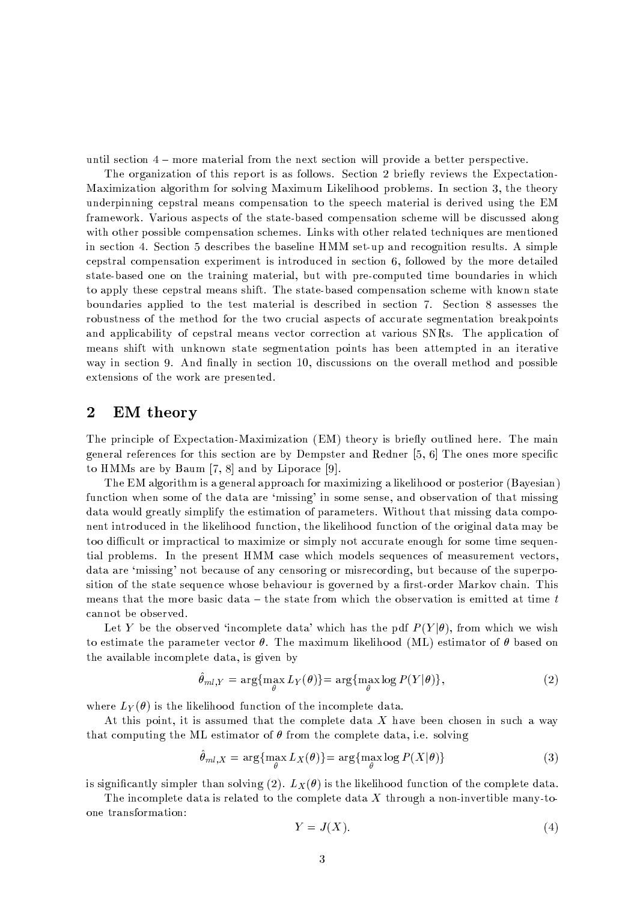until section 4 – more material from the next section will provide a better perspective.

The organization of this report is as follows. Section 2 briefly reviews the Expectation-Maximization algorithm for solving Maximum Likelihood problems. In section 3, the theory underpinning cepstral means compensation to the speech material is derived using the EM framework. Various aspects of the state-based compensation scheme will be discussed along with other possible compensation schemes. Links with other related techniques are mentioned in section 4. Section 5 describes the baseline HMM set-up and recognition results. A simple cepstral compensation experiment is introduced in section 6, followed by the more detailed state-based one on the training material, but with pre-computed time boundaries in which to apply these cepstral means shift. The state-based compensation scheme with known state boundaries applied to the test material is described in section 7. Section 8 assesses the robustness of the method for the two crucial aspects of accurate segmentation breakpoints and applicability of cepstral means vector correction at various SNRs. The application of means shift with unknown state segmentation points has been attempted in an iterative way in section 9. And finally in section 10, discussions on the overall method and possible extensions of the work are presented.

## 2 EM theory

The principle of Expectation-Maximization (EM) theory is briefly outlined here. The main general references for this section are by Dempster and Redner [5, 6] The ones more specific to HMMs are by Baum [7, 8] and by Liporace [9].

The EM algorithm is a general approach for maximizing a likelihood or posterior (Bayesian) function when some of the data are 'missing' in some sense, and observation of that missing data would greatly simplify the estimation of parameters. Without that missing data component introduced in the likelihood function, the likelihood function of the original data may be too difficult or impractical to maximize or simply not accurate enough for some time sequential problems. In the present HMM case which models sequences of measurement vectors, data are 'missing' not because of any censoring or misrecording, but because of the superposition of the state sequence whose behaviour is governed by a first-order Markov chain. This means that the more basic data – the state from which the observation is emitted at time $t$ cannot be observed.

Let $Y$ be the observed 'incomplete data' which has the pdf $P(Y|\theta)$, from which we wish to estimate the parameter vector $\theta$. The maximum likelihood (ML) estimator of $\theta$ based on the available incomplete data, is given by

$$\hat{\theta}_{ml,Y} = \arg\{\max_{\theta} L_Y(\theta)\} = \arg\{\max_{\theta} \log P(Y|\theta)\}, \tag{2}$$

where $L_Y(\theta)$ is the likelihood function of the incomplete data.

At this point, it is assumed that the complete data $X$ have been chosen in such a way that computing the ML estimator of $\theta$ from the complete data, i.e. solving

$$\hat{\theta}_{ml,X} = \arg\{\max_{\theta} L_X(\theta)\} = \arg\{\max_{\theta} \log P(X|\theta)\} \tag{3}$$

is significantly simpler than solving (2). $L_X(\theta)$ is the likelihood function of the complete data.

The incomplete data is related to the complete data $X$ through a non-invertible many-to-one transformation:

$$Y = J(X). \tag{4}$$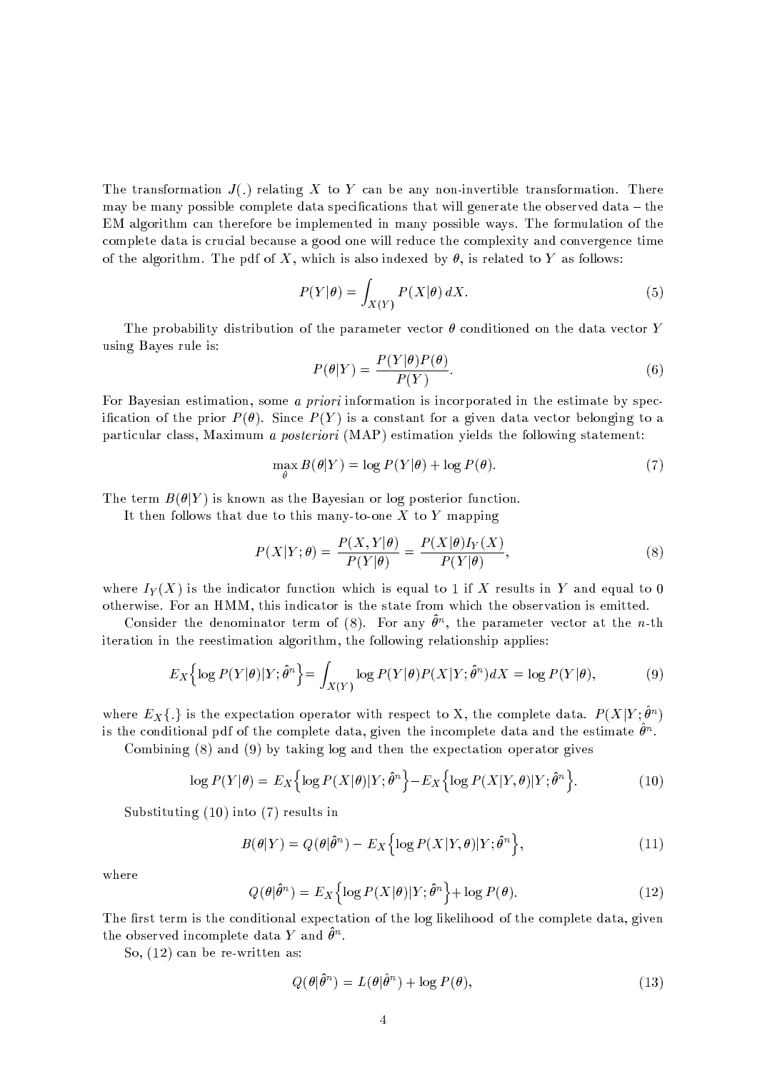The transformation $J(.)$ relating $X$ to $Y$ can be any non-invertible transformation. There may be many possible complete data specifications that will generate the observed data – the EM algorithm can therefore be implemented in many possible ways. The formulation of the complete data is crucial because a good one will reduce the complexity and convergence time of the algorithm. The pdf of $X$, which is also indexed by $\theta$, is related to $Y$ as follows:

$$P(Y|\theta) = \int_{X(Y)} P(X|\theta)\, dX. \tag{5}$$

The probability distribution of the parameter vector $\theta$ conditioned on the data vector $Y$ using Bayes rule is:

$$P(\theta|Y) = \frac{P(Y|\theta)P(\theta)}{P(Y)}. \tag{6}$$

For Bayesian estimation, some *a priori* information is incorporated in the estimate by specification of the prior $P(\theta)$. Since $P(Y)$ is a constant for a given data vector belonging to a particular class, Maximum *a posteriori* (MAP) estimation yields the following statement:

$$\max_{\theta} B(\theta|Y) = \log P(Y|\theta) + \log P(\theta). \tag{7}$$

The term $B(\theta|Y)$ is known as the Bayesian or log posterior function.

It then follows that due to this many-to-one $X$ to $Y$ mapping

$$P(X|Y;\theta) = \frac{P(X, Y|\theta)}{P(Y|\theta)} = \frac{P(X|\theta)I_Y(X)}{P(Y|\theta)}, \tag{8}$$

where $I_Y(X)$ is the indicator function which is equal to 1 if $X$ results in $Y$ and equal to 0 otherwise. For an HMM, this indicator is the state from which the observation is emitted.

Consider the denominator term of (8). For any $\hat{\theta}^n$, the parameter vector at the $n$-th iteration in the reestimation algorithm, the following relationship applies:

$$E_X\Big\{\log P(Y|\theta)|Y;\hat{\theta}^n\Big\} = \int_{X(Y)} \log P(Y|\theta) P(X|Y;\hat{\theta}^n) dX = \log P(Y|\theta), \tag{9}$$

where $E_X\{.\}$ is the expectation operator with respect to X, the complete data. $P(X|Y;\hat{\theta}^n)$ is the conditional pdf of the complete data, given the incomplete data and the estimate $\hat{\theta}^n$.

Combining (8) and (9) by taking log and then the expectation operator gives

$$\log P(Y|\theta) = E_X\Big\{\log P(X|\theta)|Y;\hat{\theta}^n\Big\} - E_X\Big\{\log P(X|Y,\theta)|Y;\hat{\theta}^n\Big\}. \tag{10}$$

Substituting (10) into (7) results in

$$B(\theta|Y) = Q(\theta|\hat{\theta}^n) - E_X\Big\{\log P(X|Y,\theta)|Y;\hat{\theta}^n\Big\}, \tag{11}$$

where

$$Q(\theta|\hat{\theta}^n) = E_X\Big\{\log P(X|\theta)|Y;\hat{\theta}^n\Big\} + \log P(\theta). \tag{12}$$

The first term is the conditional expectation of the log likelihood of the complete data, given the observed incomplete data $Y$ and $\hat{\theta}^n$.

So, (12) can be re-written as:

$$Q(\theta|\hat{\theta}^n) = L(\theta|\hat{\theta}^n) + \log P(\theta), \tag{13}$$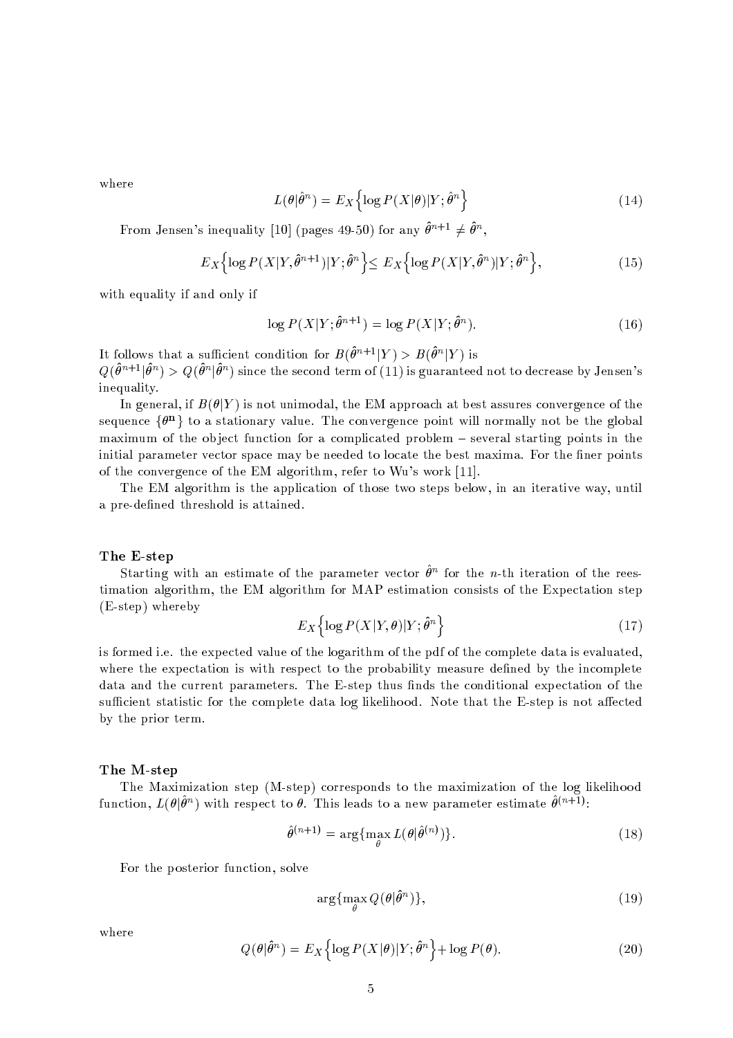where

$$L(\theta|\hat{\theta}^n) = E_X\Big\{\log P(X|\theta)|Y;\hat{\theta}^n\Big\} \tag{14}$$

From Jensen's inequality [10] (pages 49-50) for any $\hat{\theta}^{n+1} \neq \hat{\theta}^n$,

$$E_X\Big\{\log P(X|Y,\hat{\theta}^{n+1})|Y;\hat{\theta}^n\Big\} \leq E_X\Big\{\log P(X|Y,\hat{\theta}^n)|Y;\hat{\theta}^n\Big\}, \tag{15}$$

with equality if and only if

$$\log P(X|Y;\hat{\theta}^{n+1}) = \log P(X|Y;\hat{\theta}^n). \tag{16}$$

It follows that a sufficient condition for $B(\hat{\theta}^{n+1}|Y) > B(\hat{\theta}^n|Y)$ is $Q(\hat{\theta}^{n+1}|\hat{\theta}^n) > Q(\hat{\theta}^n|\hat{\theta}^n)$ since the second term of (11) is guaranteed not to decrease by Jensen's inequality.

In general, if $B(\theta|Y)$ is not unimodal, the EM approach at best assures convergence of the sequence $\{\boldsymbol{\theta^n}\}$ to a stationary value. The convergence point will normally not be the global maximum of the object function for a complicated problem – several starting points in the initial parameter vector space may be needed to locate the best maxima. For the finer points of the convergence of the EM algorithm, refer to Wu's work [11].

The EM algorithm is the application of those two steps below, in an iterative way, until a pre-defined threshold is attained.

### The E-step

Starting with an estimate of the parameter vector $\hat{\theta}^n$ for the $n$-th iteration of the reestimation algorithm, the EM algorithm for MAP estimation consists of the Expectation step (E-step) whereby

$$E_X\Big\{\log P(X|Y,\theta)|Y;\hat{\theta}^n\Big\} \tag{17}$$

is formed i.e. the expected value of the logarithm of the pdf of the complete data is evaluated, where the expectation is with respect to the probability measure defined by the incomplete data and the current parameters. The E-step thus finds the conditional expectation of the sufficient statistic for the complete data log likelihood. Note that the E-step is not affected by the prior term.

### The M-step

The Maximization step (M-step) corresponds to the maximization of the log likelihood function, $L(\theta|\hat{\theta}^n)$ with respect to $\theta$. This leads to a new parameter estimate $\hat{\theta}^{(n+1)}$:

$$\hat{\theta}^{(n+1)} = \arg\{\max_{\theta} L(\theta|\hat{\theta}^{(n)})\}. \tag{18}$$

For the posterior function, solve

$$\arg\{\max_{\theta} Q(\theta|\hat{\theta}^n)\}, \tag{19}$$

where

$$Q(\theta|\hat{\theta}^n) = E_X\Big\{\log P(X|\theta)|Y;\hat{\theta}^n\Big\} + \log P(\theta). \tag{20}$$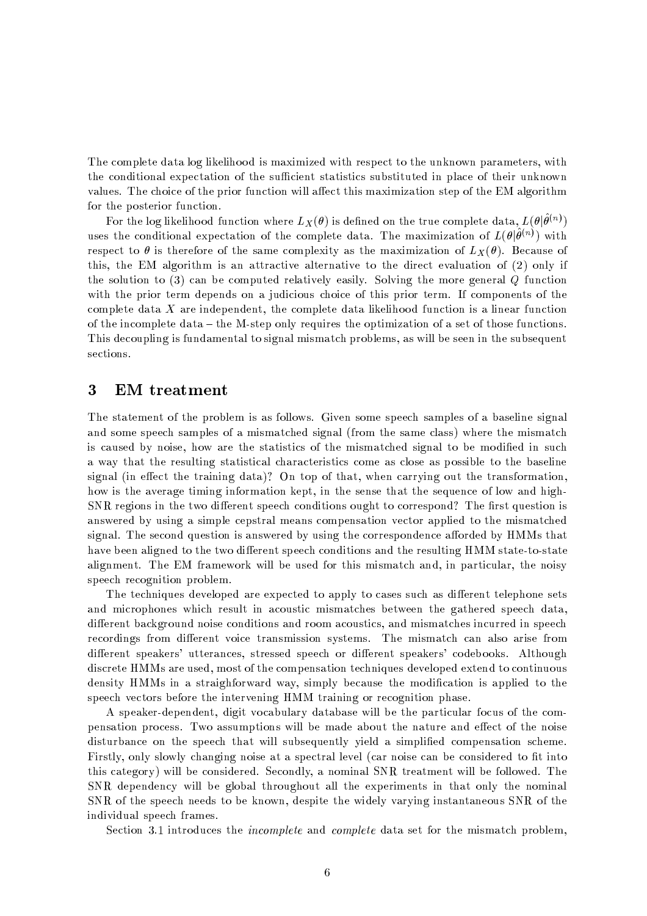The complete data log likelihood is maximized with respect to the unknown parameters, with the conditional expectation of the sufficient statistics substituted in place of their unknown values. The choice of the prior function will affect this maximization step of the EM algorithm for the posterior function.

For the log likelihood function where $L_X(\theta)$ is defined on the true complete data, $L(\theta|\hat{\theta}^{(n)})$ uses the conditional expectation of the complete data. The maximization of $L(\theta|\hat{\theta}^{(n)})$ with respect to $\theta$ is therefore of the same complexity as the maximization of $L_X(\theta)$. Because of this, the EM algorithm is an attractive alternative to the direct evaluation of (2) only if the solution to (3) can be computed relatively easily. Solving the more general $Q$ function with the prior term depends on a judicious choice of this prior term. If components of the complete data $X$ are independent, the complete data likelihood function is a linear function of the incomplete data – the M-step only requires the optimization of a set of those functions. This decoupling is fundamental to signal mismatch problems, as will be seen in the subsequent sections.

## 3 EM treatment

The statement of the problem is as follows. Given some speech samples of a baseline signal and some speech samples of a mismatched signal (from the same class) where the mismatch is caused by noise, how are the statistics of the mismatched signal to be modified in such a way that the resulting statistical characteristics come as close as possible to the baseline signal (in effect the training data)? On top of that, when carrying out the transformation, how is the average timing information kept, in the sense that the sequence of low and high-SNR regions in the two different speech conditions ought to correspond? The first question is answered by using a simple cepstral means compensation vector applied to the mismatched signal. The second question is answered by using the correspondence afforded by HMMs that have been aligned to the two different speech conditions and the resulting HMM state-to-state alignment. The EM framework will be used for this mismatch and, in particular, the noisy speech recognition problem.

The techniques developed are expected to apply to cases such as different telephone sets and microphones which result in acoustic mismatches between the gathered speech data, different background noise conditions and room acoustics, and mismatches incurred in speech recordings from different voice transmission systems. The mismatch can also arise from different speakers' utterances, stressed speech or different speakers' codebooks. Although discrete HMMs are used, most of the compensation techniques developed extend to continuous density HMMs in a straighforward way, simply because the modification is applied to the speech vectors before the intervening HMM training or recognition phase.

A speaker-dependent, digit vocabulary database will be the particular focus of the compensation process. Two assumptions will be made about the nature and effect of the noise disturbance on the speech that will subsequently yield a simplified compensation scheme. Firstly, only slowly changing noise at a spectral level (car noise can be considered to fit into this category) will be considered. Secondly, a nominal SNR treatment will be followed. The SNR dependency will be global throughout all the experiments in that only the nominal SNR of the speech needs to be known, despite the widely varying instantaneous SNR of the individual speech frames.

Section 3.1 introduces the *incomplete* and *complete* data set for the mismatch problem,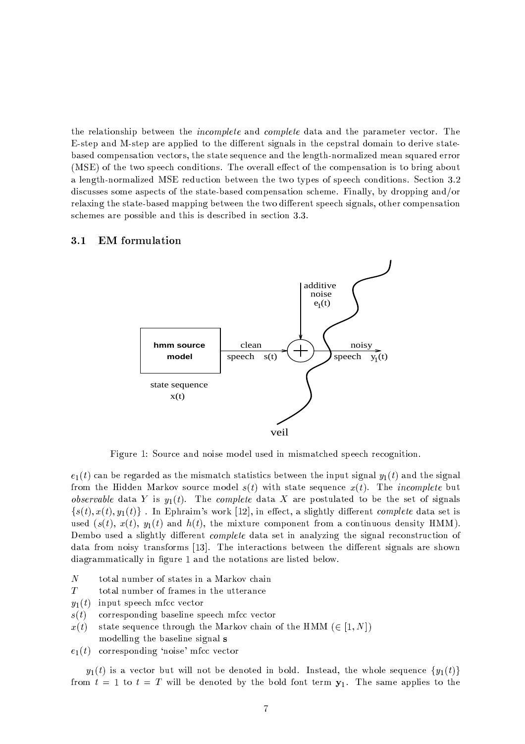the relationship between the *incomplete* and *complete* data and the parameter vector. The E-step and M-step are applied to the different signals in the cepstral domain to derive state-based compensation vectors, the state sequence and the length-normalized mean squared error (MSE) of the two speech conditions. The overall effect of the compensation is to bring about a length-normalized MSE reduction between the two types of speech conditions. Section 3.2 discusses some aspects of the state-based compensation scheme. Finally, by dropping and/or relaxing the state-based mapping between the two different speech signals, other compensation schemes are possible and this is described in section 3.3.

### 3.1 EM formulation

Figure 1: Source and noise model used in mismatched speech recognition.

$e_1(t)$ can be regarded as the mismatch statistics between the input signal $y_1(t)$ and the signal from the Hidden Markov source model $s(t)$ with state sequence $x(t)$. The *incomplete* but *observable* data $Y$ is $y_1(t)$. The *complete* data $X$ are postulated to be the set of signals $\{s(t), x(t), y_1(t)\}$ . In Ephraim's work [12], in effect, a slightly different *complete* data set is used ($s(t)$, $x(t)$, $y_1(t)$ and $h(t)$, the mixture component from a continuous density HMM). Dembo used a slightly different *complete* data set in analyzing the signal reconstruction of data from noisy transforms [13]. The interactions between the different signals are shown diagrammatically in figure 1 and the notations are listed below.

- $N$ total number of states in a Markov chain
- $T$ total number of frames in the utterance
- $y_1(t)$ input speech mfcc vector
- $s(t)$ corresponding baseline speech mfcc vector
- $x(t)$ state sequence through the Markov chain of the HMM ($\in [1, N]$) modelling the baseline signal $\mathbf{s}$
- $e_1(t)$ corresponding 'noise' mfcc vector

$y_1(t)$ is a vector but will not be denoted in bold. Instead, the whole sequence $\{y_1(t)\}$ from $t = 1$ to $t = T$ will be denoted by the bold font term $\mathbf{y}_1$. The same applies to the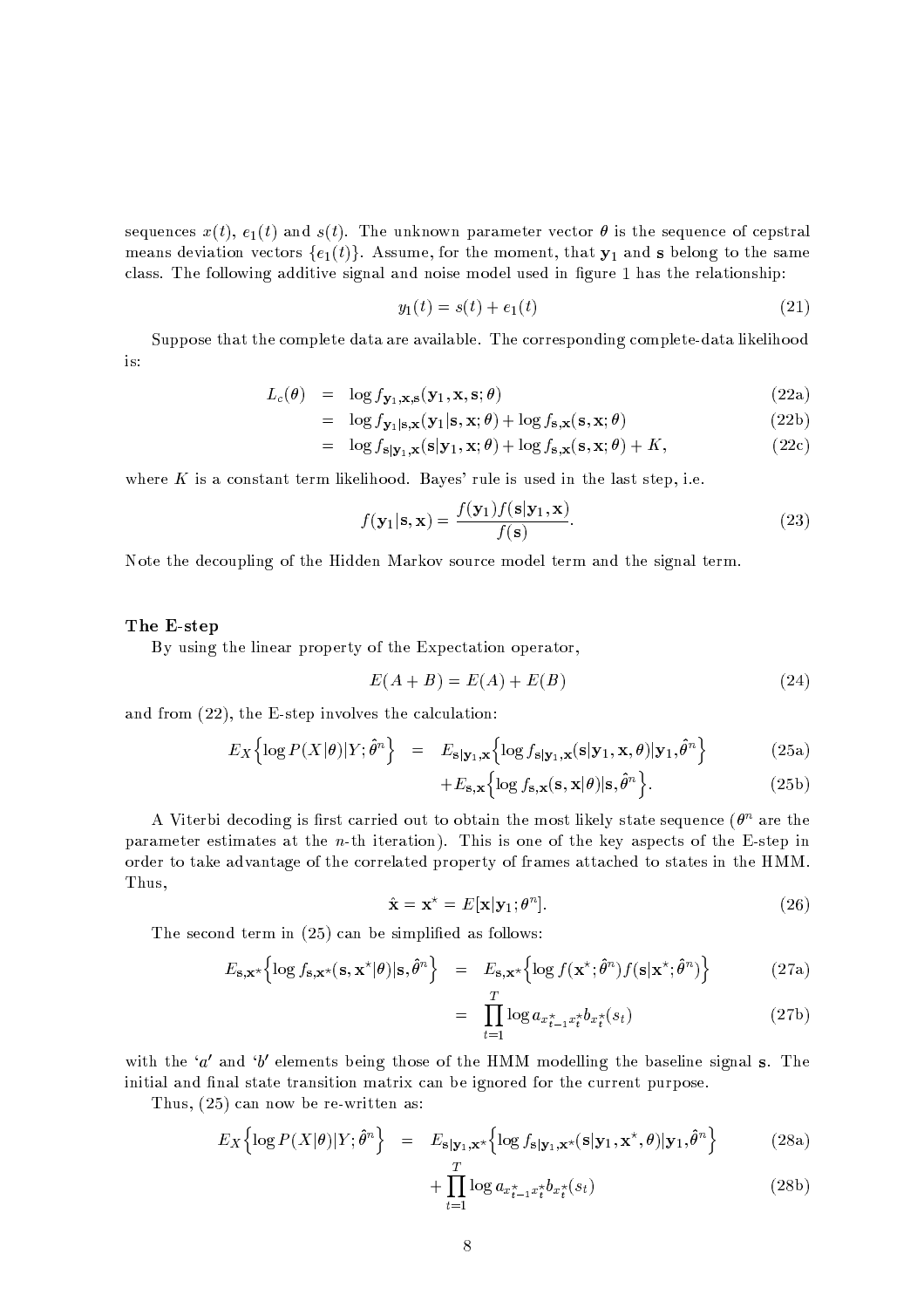sequences $x(t)$, $e_1(t)$ and $s(t)$. The unknown parameter vector $\theta$ is the sequence of cepstral means deviation vectors $\{e_1(t)\}$. Assume, for the moment, that $\mathbf{y}_1$ and $\mathbf{s}$ belong to the same class. The following additive signal and noise model used in figure 1 has the relationship:

$$y_1(t) = s(t) + e_1(t) \tag{21}$$

Suppose that the complete data are available. The corresponding complete-data likelihood is:

$$\begin{aligned}
L_c(\theta) &= \log f_{\mathbf{y}_1,\mathbf{x},\mathbf{s}}(\mathbf{y}_1, \mathbf{x}, \mathbf{s}; \theta) && \text{(22a)}\\
&= \log f_{\mathbf{y}_1|\mathbf{s},\mathbf{x}}(\mathbf{y}_1|\mathbf{s}, \mathbf{x}; \theta) + \log f_{\mathbf{s},\mathbf{x}}(\mathbf{s}, \mathbf{x}; \theta) && \text{(22b)}\\
&= \log f_{\mathbf{s}|\mathbf{y}_1,\mathbf{x}}(\mathbf{s}|\mathbf{y}_1, \mathbf{x}; \theta) + \log f_{\mathbf{s},\mathbf{x}}(\mathbf{s}, \mathbf{x}; \theta) + K, && \text{(22c)}
\end{aligned}$$

where $K$ is a constant term likelihood. Bayes' rule is used in the last step, i.e.

$$f(\mathbf{y}_1|\mathbf{s}, \mathbf{x}) = \frac{f(\mathbf{y}_1) f(\mathbf{s}|\mathbf{y}_1, \mathbf{x})}{f(\mathbf{s})}. \tag{23}$$

Note the decoupling of the Hidden Markov source model term and the signal term.

### The E-step

By using the linear property of the Expectation operator,

$$E(A + B) = E(A) + E(B) \tag{24}$$

and from (22), the E-step involves the calculation:

$$\begin{aligned}
E_X\Big\{\log P(X|\theta)|Y; \hat{\theta}^n\Big\} &= E_{\mathbf{s}|\mathbf{y}_1,\mathbf{x}}\Big\{\log f_{\mathbf{s}|\mathbf{y}_1,\mathbf{x}}(\mathbf{s}|\mathbf{y}_1, \mathbf{x}, \theta)|\mathbf{y}_1, \hat{\theta}^n\Big\} && \text{(25a)}\\
&\quad + E_{\mathbf{s},\mathbf{x}}\Big\{\log f_{\mathbf{s},\mathbf{x}}(\mathbf{s}, \mathbf{x}|\theta)|\mathbf{s}, \hat{\theta}^n\Big\}. && \text{(25b)}
\end{aligned}$$

A Viterbi decoding is first carried out to obtain the most likely state sequence ($\theta^n$ are the parameter estimates at the $n$-th iteration). This is one of the key aspects of the E-step in order to take advantage of the correlated property of frames attached to states in the HMM. Thus,

$$\hat{\mathbf{x}} = \mathbf{x}^\star = E[\mathbf{x}|\mathbf{y}_1; \theta^n]. \tag{26}$$

The second term in (25) can be simplified as follows:

$$\begin{aligned}
E_{\mathbf{s},\mathbf{x}^\star}\Big\{\log f_{\mathbf{s},\mathbf{x}^\star}(\mathbf{s}, \mathbf{x}^\star|\theta)|\mathbf{s}, \hat{\theta}^n\Big\} &= E_{\mathbf{s},\mathbf{x}^\star}\Big\{\log f(\mathbf{x}^\star; \hat{\theta}^n) f(\mathbf{s}|\mathbf{x}^\star; \hat{\theta}^n)\Big\} && \text{(27a)}\\
&= \prod_{t=1}^{T} \log a_{x^\star_{t-1} x^\star_t} b_{x^\star_t}(s_t) && \text{(27b)}
\end{aligned}$$

with the '$a$' and '$b$' elements being those of the HMM modelling the baseline signal $\mathbf{s}$. The initial and final state transition matrix can be ignored for the current purpose.

Thus, (25) can now be re-written as:

$$\begin{aligned}
E_X\Big\{\log P(X|\theta)|Y; \hat{\theta}^n\Big\} &= E_{\mathbf{s}|\mathbf{y}_1,\mathbf{x}^\star}\Big\{\log f_{\mathbf{s}|\mathbf{y}_1,\mathbf{x}^\star}(\mathbf{s}|\mathbf{y}_1, \mathbf{x}^\star, \theta)|\mathbf{y}_1, \hat{\theta}^n\Big\} && \text{(28a)}\\
&\quad + \prod_{t=1}^{T} \log a_{x^\star_{t-1} x^\star_t} b_{x^\star_t}(s_t) && \text{(28b)}
\end{aligned}$$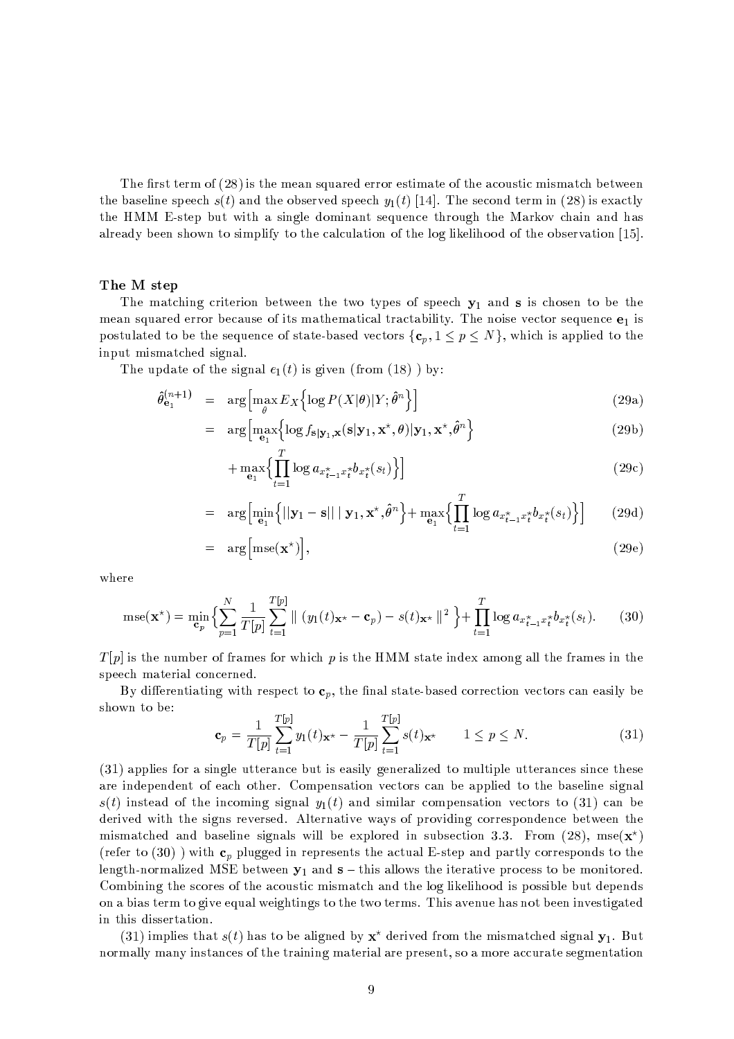The first term of (28) is the mean squared error estimate of the acoustic mismatch between the baseline speech $s(t)$ and the observed speech $y_1(t)$ [14]. The second term in (28) is exactly the HMM E-step but with a single dominant sequence through the Markov chain and has already been shown to simplify to the calculation of the log likelihood of the observation [15].

### The M step

The matching criterion between the two types of speech $\mathbf{y}_1$ and $\mathbf{s}$ is chosen to be the mean squared error because of its mathematical tractability. The noise vector sequence $\mathbf{e}_1$ is postulated to be the sequence of state-based vectors $\{\mathbf{c}_p, 1 \leq p \leq N\}$, which is applied to the input mismatched signal.

The update of the signal $e_1(t)$ is given (from (18) ) by:

$$
\begin{aligned}
\hat{\theta}_{\mathbf{e}_1}^{(n+1)} &= \arg\Big[\max_{\theta} E_X\Big\{\log P(X|\theta)|Y;\hat{\theta}^n\Big\}\Big] && \text{(29a)}\\
&= \arg\Big[\max_{\mathbf{e}_1}\Big\{\log f_{\mathbf{s}|\mathbf{y}_1,\mathbf{x}}(\mathbf{s}|\mathbf{y}_1,\mathbf{x}^\star,\theta)|\mathbf{y}_1,\mathbf{x}^\star,\hat{\theta}^n\Big\} && \text{(29b)}\\
&\quad + \max_{\mathbf{e}_1}\Big\{\prod_{t=1}^{T}\log a_{x_{t-1}^\star x_t^\star} b_{x_t^\star}(s_t)\Big\}\Big] && \text{(29c)}\\
&= \arg\Big[\min_{\mathbf{e}_1}\Big\{||\mathbf{y}_1 - \mathbf{s}||\;|\;\mathbf{y}_1,\mathbf{x}^\star,\hat{\theta}^n\Big\} + \max_{\mathbf{e}_1}\Big\{\prod_{t=1}^{T}\log a_{x_{t-1}^\star x_t^\star} b_{x_t^\star}(s_t)\Big\}\Big] && \text{(29d)}\\
&= \arg\Big[\mathrm{mse}(\mathbf{x}^\star)\Big], && \text{(29e)}
\end{aligned}
$$

where

$$
\mathrm{mse}(\mathbf{x}^\star) = \min_{\mathbf{c}_p}\Big\{\sum_{p=1}^{N}\frac{1}{T[p]}\sum_{t=1}^{T[p]} \parallel (y_1(t)_{\mathbf{x}^\star} - \mathbf{c}_p) - s(t)_{\mathbf{x}^\star} \parallel^2 \Big\} + \prod_{t=1}^{T}\log a_{x_{t-1}^\star x_t^\star} b_{x_t^\star}(s_t). \qquad (30)
$$

$T[p]$ is the number of frames for which $p$ is the HMM state index among all the frames in the speech material concerned.

By differentiating with respect to $\mathbf{c}_p$, the final state-based correction vectors can easily be shown to be:

$$
\mathbf{c}_p = \frac{1}{T[p]}\sum_{t=1}^{T[p]} y_1(t)_{\mathbf{x}^\star} - \frac{1}{T[p]}\sum_{t=1}^{T[p]} s(t)_{\mathbf{x}^\star} \qquad 1 \leq p \leq N. \qquad (31)
$$

(31) applies for a single utterance but is easily generalized to multiple utterances since these are independent of each other. Compensation vectors can be applied to the baseline signal $s(t)$ instead of the incoming signal $y_1(t)$ and similar compensation vectors to (31) can be derived with the signs reversed. Alternative ways of providing correspondence between the mismatched and baseline signals will be explored in subsection 3.3. From (28), $\mathrm{mse}(\mathbf{x}^\star)$ (refer to (30) ) with $\mathbf{c}_p$ plugged in represents the actual E-step and partly corresponds to the length-normalized MSE between $\mathbf{y}_1$ and $\mathbf{s}$ – this allows the iterative process to be monitored. Combining the scores of the acoustic mismatch and the log likelihood is possible but depends on a bias term to give equal weightings to the two terms. This avenue has not been investigated in this dissertation.

(31) implies that $s(t)$ has to be aligned by $\mathbf{x}^\star$ derived from the mismatched signal $\mathbf{y}_1$. But normally many instances of the training material are present, so a more accurate segmentation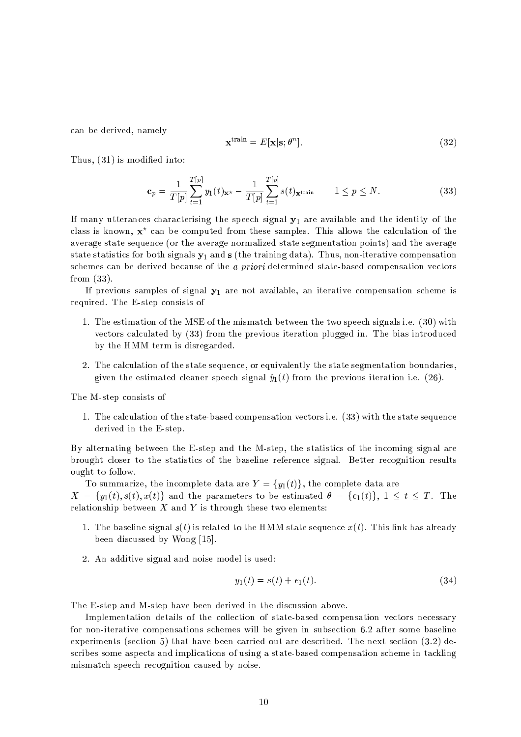can be derived, namely

$$\mathbf{x}^{\text{train}} = E[\mathbf{x}|\mathbf{s};\theta^n]. \tag{32}$$

Thus, (31) is modified into:

$$\mathbf{c}_p = \frac{1}{T[p]}\sum_{t=1}^{T[p]} y_1(t)_{\mathbf{x}^\star} - \frac{1}{T[p]}\sum_{t=1}^{T[p]} s(t)_{\mathbf{x}^{\text{train}}} \qquad 1 \le p \le N. \tag{33}$$

If many utterances characterising the speech signal $\mathbf{y}_1$ are available and the identity of the class is known, $\mathbf{x}^\star$ can be computed from these samples. This allows the calculation of the average state sequence (or the average normalized state segmentation points) and the average state statistics for both signals $\mathbf{y}_1$ and $\mathbf{s}$ (the training data). Thus, non-iterative compensation schemes can be derived because of the *a priori* determined state-based compensation vectors from (33).

If previous samples of signal $\mathbf{y}_1$ are not available, an iterative compensation scheme is required. The E-step consists of

1. The estimation of the MSE of the mismatch between the two speech signals i.e. (30) with vectors calculated by (33) from the previous iteration plugged in. The bias introduced by the HMM term is disregarded.
2. The calculation of the state sequence, or equivalently the state segmentation boundaries, given the estimated cleaner speech signal $\hat{y}_1(t)$ from the previous iteration i.e. (26).

The M-step consists of

1. The calculation of the state-based compensation vectors i.e. (33) with the state sequence derived in the E-step.

By alternating between the E-step and the M-step, the statistics of the incoming signal are brought closer to the statistics of the baseline reference signal. Better recognition results ought to follow.

To summarize, the incomplete data are $Y = \{y_1(t)\}$, the complete data are $X = \{y_1(t), s(t), x(t)\}$ and the parameters to be estimated $\theta = \{e_1(t)\}$, $1 \le t \le T$. The relationship between $X$ and $Y$ is through these two elements:

1. The baseline signal $s(t)$ is related to the HMM state sequence $x(t)$. This link has already been discussed by Wong [15].
2. An additive signal and noise model is used:

$$y_1(t) = s(t) + e_1(t). \tag{34}$$

The E-step and M-step have been derived in the discussion above.

Implementation details of the collection of state-based compensation vectors necessary for non-iterative compensations schemes will be given in subsection 6.2 after some baseline experiments (section 5) that have been carried out are described. The next section (3.2) describes some aspects and implications of using a state-based compensation scheme in tackling mismatch speech recognition caused by noise.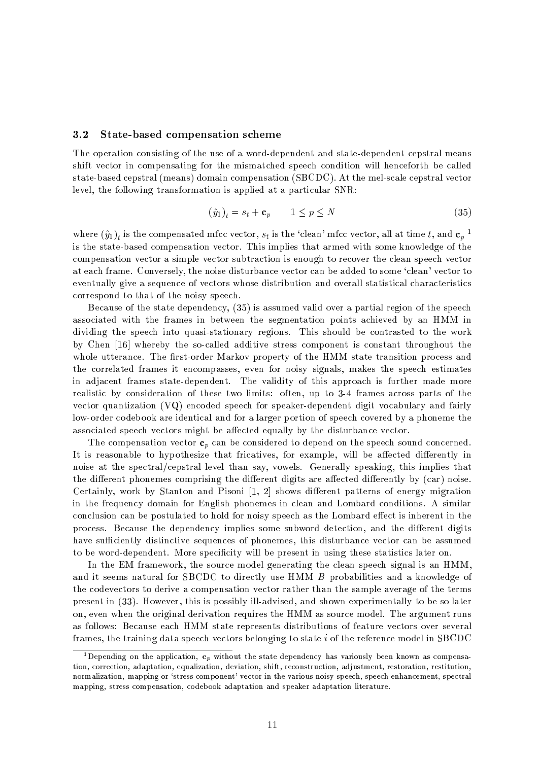### 3.2 State-based compensation scheme

The operation consisting of the use of a word-dependent and state-dependent cepstral means shift vector in compensating for the mismatched speech condition will henceforth be called state-based cepstral (means) domain compensation (SBCDC). At the mel-scale cepstral vector level, the following transformation is applied at a particular SNR:

$$(\hat{y}_1)_t = s_t + \mathbf{c}_p \qquad 1 \leq p \leq N \tag{35}$$

where $(\hat{y}_1)_t$ is the compensated mfcc vector, $s_t$ is the 'clean' mfcc vector, all at time $t$, and $\mathbf{c}_p$ [1] is the state-based compensation vector. This implies that armed with some knowledge of the compensation vector a simple vector subtraction is enough to recover the clean speech vector at each frame. Conversely, the noise disturbance vector can be added to some 'clean' vector to eventually give a sequence of vectors whose distribution and overall statistical characteristics correspond to that of the noisy speech.

Because of the state dependency, (35) is assumed valid over a partial region of the speech associated with the frames in between the segmentation points achieved by an HMM in dividing the speech into quasi-stationary regions. This should be contrasted to the work by Chen [16] whereby the so-called additive stress component is constant throughout the whole utterance. The first-order Markov property of the HMM state transition process and the correlated frames it encompasses, even for noisy signals, makes the speech estimates in adjacent frames state-dependent. The validity of this approach is further made more realistic by consideration of these two limits: often, up to 3-4 frames across parts of the vector quantization (VQ) encoded speech for speaker-dependent digit vocabulary and fairly low-order codebook are identical and for a larger portion of speech covered by a phoneme the associated speech vectors might be affected equally by the disturbance vector.

The compensation vector $\mathbf{c}_p$ can be considered to depend on the speech sound concerned. It is reasonable to hypothesize that fricatives, for example, will be affected differently in noise at the spectral/cepstral level than say, vowels. Generally speaking, this implies that the different phonemes comprising the different digits are affected differently by (car) noise. Certainly, work by Stanton and Pisoni [1, 2] shows different patterns of energy migration in the frequency domain for English phonemes in clean and Lombard conditions. A similar conclusion can be postulated to hold for noisy speech as the Lombard effect is inherent in the process. Because the dependency implies some subword detection, and the different digits have sufficiently distinctive sequences of phonemes, this disturbance vector can be assumed to be word-dependent. More specificity will be present in using these statistics later on.

In the EM framework, the source model generating the clean speech signal is an HMM, and it seems natural for SBCDC to directly use HMM $B$ probabilities and a knowledge of the codevectors to derive a compensation vector rather than the sample average of the terms present in (33). However, this is possibly ill-advised, and shown experimentally to be so later on, even when the original derivation requires the HMM as source model. The argument runs as follows: Because each HMM state represents distributions of feature vectors over several frames, the training data speech vectors belonging to state $i$ of the reference model in SBCDC

---

[1] Depending on the application, $\mathbf{c}_p$ without the state dependency has variously been known as compensation, correction, adaptation, equalization, deviation, shift, reconstruction, adjustment, restoration, restitution, normalization, mapping or 'stress component' vector in the various noisy speech, speech enhancement, spectral mapping, stress compensation, codebook adaptation and speaker adaptation literature.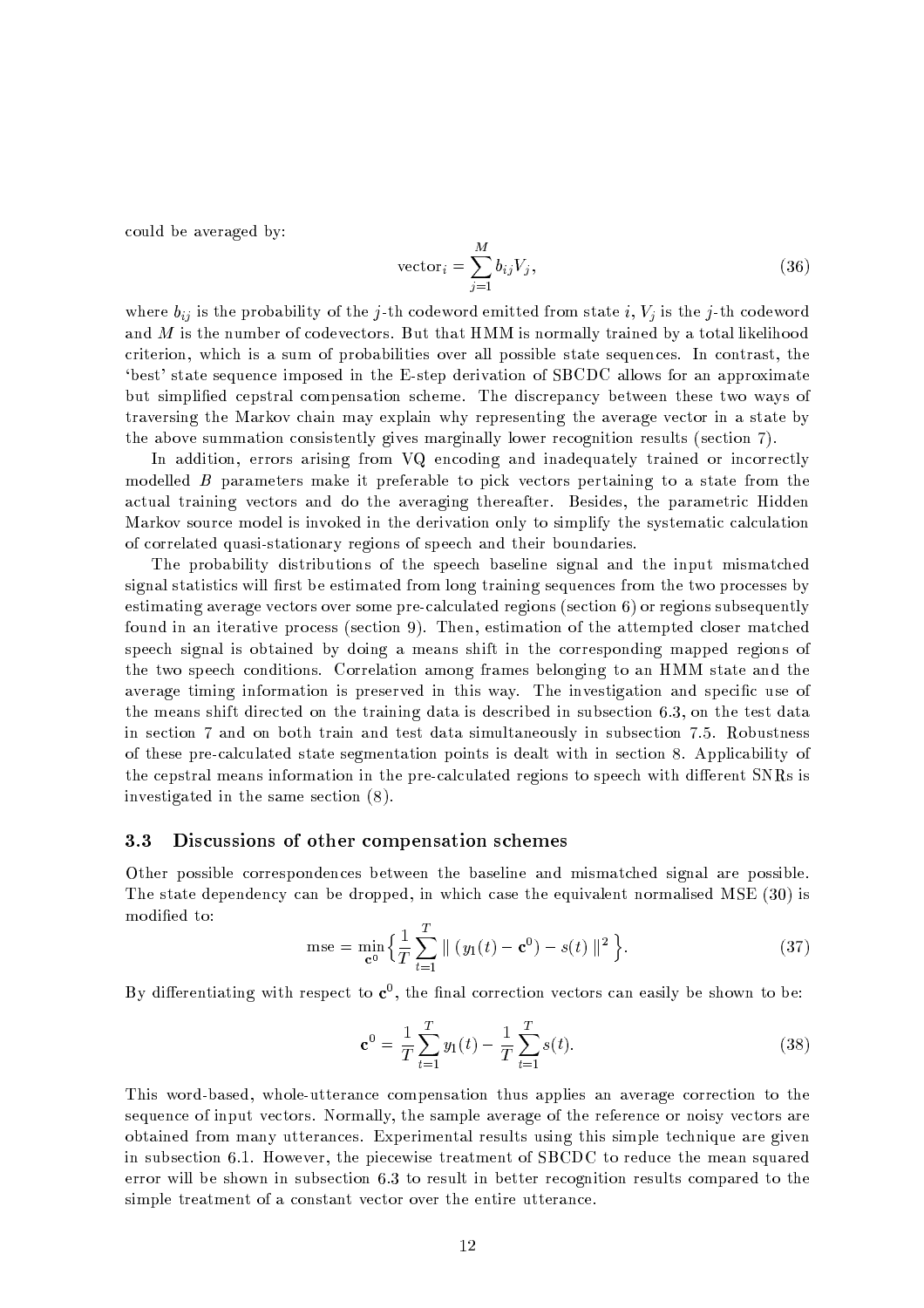could be averaged by:

$$\text{vector}_i = \sum_{j=1}^{M} b_{ij} V_j, \tag{36}$$

where $b_{ij}$ is the probability of the $j$-th codeword emitted from state $i$, $V_j$ is the $j$-th codeword and $M$ is the number of codevectors. But that HMM is normally trained by a total likelihood criterion, which is a sum of probabilities over all possible state sequences. In contrast, the 'best' state sequence imposed in the E-step derivation of SBCDC allows for an approximate but simplified cepstral compensation scheme. The discrepancy between these two ways of traversing the Markov chain may explain why representing the average vector in a state by the above summation consistently gives marginally lower recognition results (section 7).

In addition, errors arising from VQ encoding and inadequately trained or incorrectly modelled $B$ parameters make it preferable to pick vectors pertaining to a state from the actual training vectors and do the averaging thereafter. Besides, the parametric Hidden Markov source model is invoked in the derivation only to simplify the systematic calculation of correlated quasi-stationary regions of speech and their boundaries.

The probability distributions of the speech baseline signal and the input mismatched signal statistics will first be estimated from long training sequences from the two processes by estimating average vectors over some pre-calculated regions (section 6) or regions subsequently found in an iterative process (section 9). Then, estimation of the attempted closer matched speech signal is obtained by doing a means shift in the corresponding mapped regions of the two speech conditions. Correlation among frames belonging to an HMM state and the average timing information is preserved in this way. The investigation and specific use of the means shift directed on the training data is described in subsection 6.3, on the test data in section 7 and on both train and test data simultaneously in subsection 7.5. Robustness of these pre-calculated state segmentation points is dealt with in section 8. Applicability of the cepstral means information in the pre-calculated regions to speech with different SNRs is investigated in the same section (8).

### 3.3 Discussions of other compensation schemes

Other possible correspondences between the baseline and mismatched signal are possible. The state dependency can be dropped, in which case the equivalent normalised MSE (30) is modified to:

$$\text{mse} = \min_{\mathbf{c}^0} \Big\{ \frac{1}{T} \sum_{t=1}^{T} \parallel (y_1(t) - \mathbf{c}^0) - s(t) \parallel^2 \Big\}. \tag{37}$$

By differentiating with respect to $\mathbf{c}^0$, the final correction vectors can easily be shown to be:

$$\mathbf{c}^0 = \frac{1}{T} \sum_{t=1}^{T} y_1(t) - \frac{1}{T} \sum_{t=1}^{T} s(t). \tag{38}$$

This word-based, whole-utterance compensation thus applies an average correction to the sequence of input vectors. Normally, the sample average of the reference or noisy vectors are obtained from many utterances. Experimental results using this simple technique are given in subsection 6.1. However, the piecewise treatment of SBCDC to reduce the mean squared error will be shown in subsection 6.3 to result in better recognition results compared to the simple treatment of a constant vector over the entire utterance.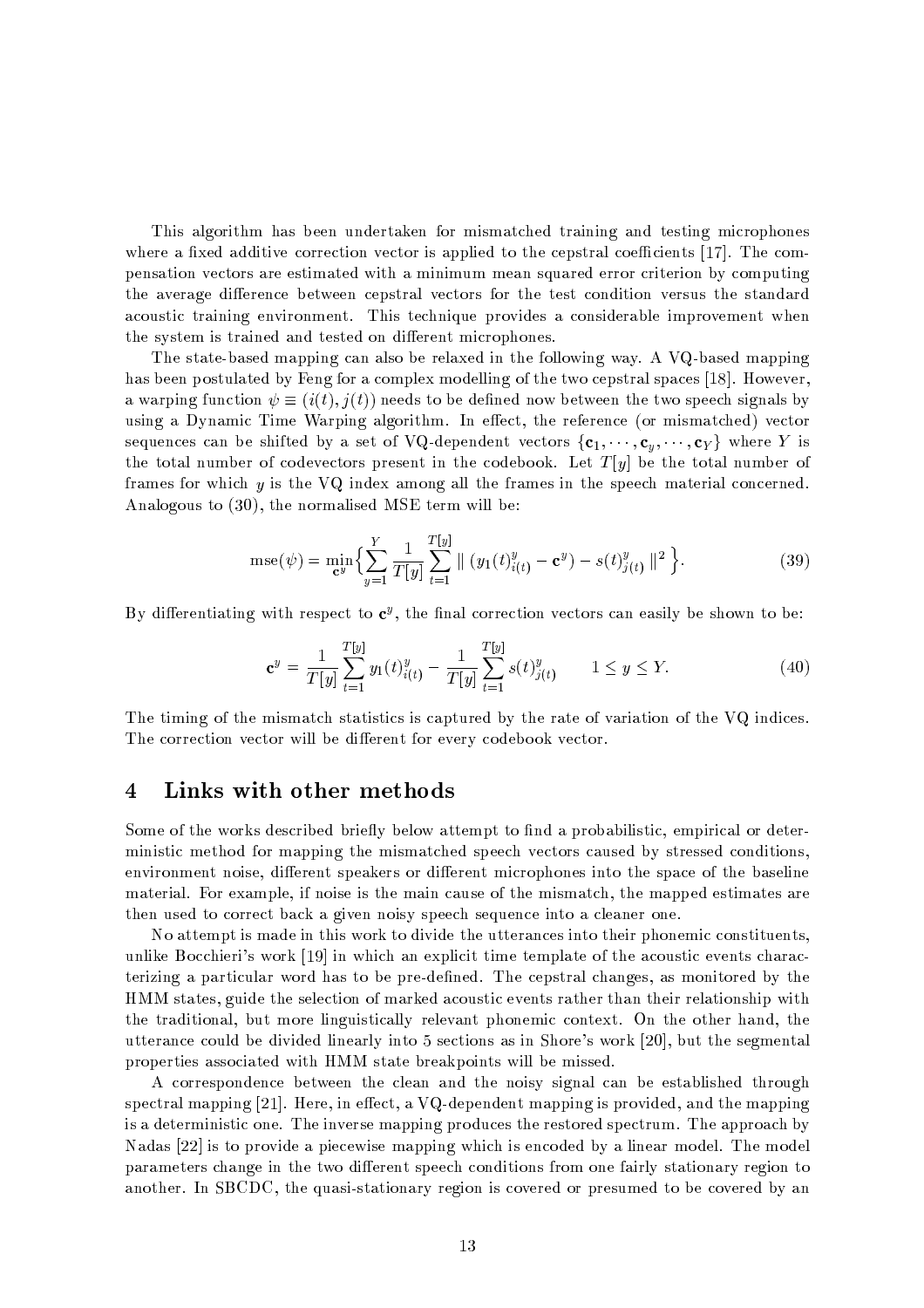This algorithm has been undertaken for mismatched training and testing microphones where a fixed additive correction vector is applied to the cepstral coefficients [17]. The compensation vectors are estimated with a minimum mean squared error criterion by computing the average difference between cepstral vectors for the test condition versus the standard acoustic training environment. This technique provides a considerable improvement when the system is trained and tested on different microphones.

The state-based mapping can also be relaxed in the following way. A VQ-based mapping has been postulated by Feng for a complex modelling of the two cepstral spaces [18]. However, a warping function $\psi \equiv (i(t), j(t))$ needs to be defined now between the two speech signals by using a Dynamic Time Warping algorithm. In effect, the reference (or mismatched) vector sequences can be shifted by a set of VQ-dependent vectors $\{\mathbf{c}_1, \cdots, \mathbf{c}_y, \cdots, \mathbf{c}_Y\}$ where $Y$ is the total number of codevectors present in the codebook. Let $T[y]$ be the total number of frames for which $y$ is the VQ index among all the frames in the speech material concerned. Analogous to (30), the normalised MSE term will be:

$$\text{mse}(\psi) = \min_{\mathbf{c}^y} \Big\{ \sum_{y=1}^{Y} \frac{1}{T[y]} \sum_{t=1}^{T[y]} \parallel (y_1(t)^y_{i(t)} - \mathbf{c}^y) - s(t)^y_{j(t)} \parallel^2 \Big\}. \tag{39}$$

By differentiating with respect to $\mathbf{c}^y$, the final correction vectors can easily be shown to be:

$$\mathbf{c}^y = \frac{1}{T[y]} \sum_{t=1}^{T[y]} y_1(t)^y_{i(t)} - \frac{1}{T[y]} \sum_{t=1}^{T[y]} s(t)^y_{j(t)} \qquad 1 \leq y \leq Y. \tag{40}$$

The timing of the mismatch statistics is captured by the rate of variation of the VQ indices. The correction vector will be different for every codebook vector.

# 4 Links with other methods

Some of the works described briefly below attempt to find a probabilistic, empirical or deterministic method for mapping the mismatched speech vectors caused by stressed conditions, environment noise, different speakers or different microphones into the space of the baseline material. For example, if noise is the main cause of the mismatch, the mapped estimates are then used to correct back a given noisy speech sequence into a cleaner one.

No attempt is made in this work to divide the utterances into their phonemic constituents, unlike Bocchieri's work [19] in which an explicit time template of the acoustic events characterizing a particular word has to be pre-defined. The cepstral changes, as monitored by the HMM states, guide the selection of marked acoustic events rather than their relationship with the traditional, but more linguistically relevant phonemic context. On the other hand, the utterance could be divided linearly into 5 sections as in Shore's work [20], but the segmental properties associated with HMM state breakpoints will be missed.

A correspondence between the clean and the noisy signal can be established through spectral mapping [21]. Here, in effect, a VQ-dependent mapping is provided, and the mapping is a deterministic one. The inverse mapping produces the restored spectrum. The approach by Nadas [22] is to provide a piecewise mapping which is encoded by a linear model. The model parameters change in the two different speech conditions from one fairly stationary region to another. In SBCDC, the quasi-stationary region is covered or presumed to be covered by an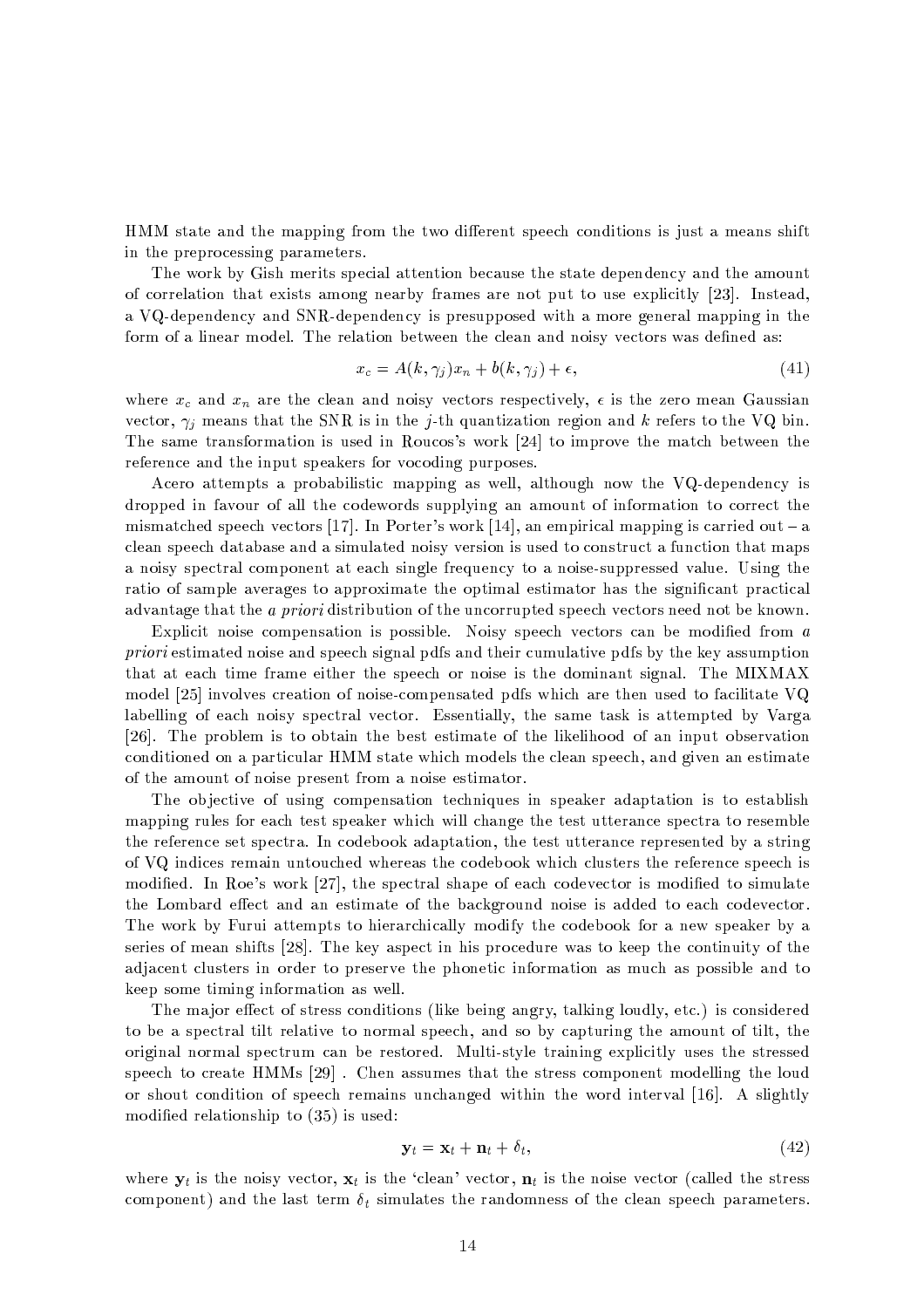HMM state and the mapping from the two different speech conditions is just a means shift in the preprocessing parameters.

The work by Gish merits special attention because the state dependency and the amount of correlation that exists among nearby frames are not put to use explicitly [23]. Instead, a VQ-dependency and SNR-dependency is presupposed with a more general mapping in the form of a linear model. The relation between the clean and noisy vectors was defined as:

$$x_c = A(k, \gamma_j)x_n + b(k, \gamma_j) + \epsilon, \tag{41}$$

where $x_c$ and $x_n$ are the clean and noisy vectors respectively, $\epsilon$ is the zero mean Gaussian vector, $\gamma_j$ means that the SNR is in the $j$-th quantization region and $k$ refers to the VQ bin. The same transformation is used in Roucos's work [24] to improve the match between the reference and the input speakers for vocoding purposes.

Acero attempts a probabilistic mapping as well, although now the VQ-dependency is dropped in favour of all the codewords supplying an amount of information to correct the mismatched speech vectors [17]. In Porter's work [14], an empirical mapping is carried out – a clean speech database and a simulated noisy version is used to construct a function that maps a noisy spectral component at each single frequency to a noise-suppressed value. Using the ratio of sample averages to approximate the optimal estimator has the significant practical advantage that the *a priori* distribution of the uncorrupted speech vectors need not be known.

Explicit noise compensation is possible. Noisy speech vectors can be modified from *a priori* estimated noise and speech signal pdfs and their cumulative pdfs by the key assumption that at each time frame either the speech or noise is the dominant signal. The MIXMAX model [25] involves creation of noise-compensated pdfs which are then used to facilitate VQ labelling of each noisy spectral vector. Essentially, the same task is attempted by Varga [26]. The problem is to obtain the best estimate of the likelihood of an input observation conditioned on a particular HMM state which models the clean speech, and given an estimate of the amount of noise present from a noise estimator.

The objective of using compensation techniques in speaker adaptation is to establish mapping rules for each test speaker which will change the test utterance spectra to resemble the reference set spectra. In codebook adaptation, the test utterance represented by a string of VQ indices remain untouched whereas the codebook which clusters the reference speech is modified. In Roe's work [27], the spectral shape of each codevector is modified to simulate the Lombard effect and an estimate of the background noise is added to each codevector. The work by Furui attempts to hierarchically modify the codebook for a new speaker by a series of mean shifts [28]. The key aspect in his procedure was to keep the continuity of the adjacent clusters in order to preserve the phonetic information as much as possible and to keep some timing information as well.

The major effect of stress conditions (like being angry, talking loudly, etc.) is considered to be a spectral tilt relative to normal speech, and so by capturing the amount of tilt, the original normal spectrum can be restored. Multi-style training explicitly uses the stressed speech to create HMMs [29] . Chen assumes that the stress component modelling the loud or shout condition of speech remains unchanged within the word interval [16]. A slightly modified relationship to (35) is used:

$$\mathbf{y}_t = \mathbf{x}_t + \mathbf{n}_t + \delta_t, \tag{42}$$

where $\mathbf{y}_t$ is the noisy vector, $\mathbf{x}_t$ is the 'clean' vector, $\mathbf{n}_t$ is the noise vector (called the stress component) and the last term $\delta_t$ simulates the randomness of the clean speech parameters.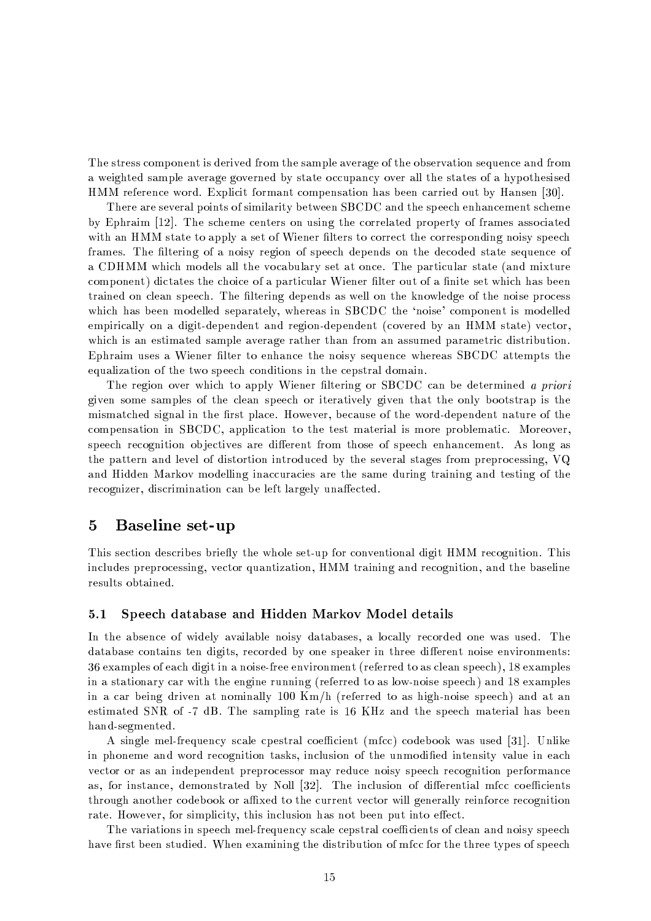The stress component is derived from the sample average of the observation sequence and from a weighted sample average governed by state occupancy over all the states of a hypothesised HMM reference word. Explicit formant compensation has been carried out by Hansen [30].

There are several points of similarity between SBCDC and the speech enhancement scheme by Ephraim [12]. The scheme centers on using the correlated property of frames associated with an HMM state to apply a set of Wiener filters to correct the corresponding noisy speech frames. The filtering of a noisy region of speech depends on the decoded state sequence of a CDHMM which models all the vocabulary set at once. The particular state (and mixture component) dictates the choice of a particular Wiener filter out of a finite set which has been trained on clean speech. The filtering depends as well on the knowledge of the noise process which has been modelled separately, whereas in SBCDC the 'noise' component is modelled empirically on a digit-dependent and region-dependent (covered by an HMM state) vector, which is an estimated sample average rather than from an assumed parametric distribution. Ephraim uses a Wiener filter to enhance the noisy sequence whereas SBCDC attempts the equalization of the two speech conditions in the cepstral domain.

The region over which to apply Wiener filtering or SBCDC can be determined *a priori* given some samples of the clean speech or iteratively given that the only bootstrap is the mismatched signal in the first place. However, because of the word-dependent nature of the compensation in SBCDC, application to the test material is more problematic. Moreover, speech recognition objectives are different from those of speech enhancement. As long as the pattern and level of distortion introduced by the several stages from preprocessing, VQ and Hidden Markov modelling inaccuracies are the same during training and testing of the recognizer, discrimination can be left largely unaffected.

# 5 Baseline set-up

This section describes briefly the whole set-up for conventional digit HMM recognition. This includes preprocessing, vector quantization, HMM training and recognition, and the baseline results obtained.

## 5.1 Speech database and Hidden Markov Model details

In the absence of widely available noisy databases, a locally recorded one was used. The database contains ten digits, recorded by one speaker in three different noise environments: 36 examples of each digit in a noise-free environment (referred to as clean speech), 18 examples in a stationary car with the engine running (referred to as low-noise speech) and 18 examples in a car being driven at nominally 100 Km/h (referred to as high-noise speech) and at an estimated SNR of -7 dB. The sampling rate is 16 KHz and the speech material has been hand-segmented.

A single mel-frequency scale cpestral coefficient (mfcc) codebook was used [31]. Unlike in phoneme and word recognition tasks, inclusion of the unmodified intensity value in each vector or as an independent preprocessor may reduce noisy speech recognition performance as, for instance, demonstrated by Noll [32]. The inclusion of differential mfcc coefficients through another codebook or affixed to the current vector will generally reinforce recognition rate. However, for simplicity, this inclusion has not been put into effect.

The variations in speech mel-frequency scale cepstral coefficients of clean and noisy speech have first been studied. When examining the distribution of mfcc for the three types of speech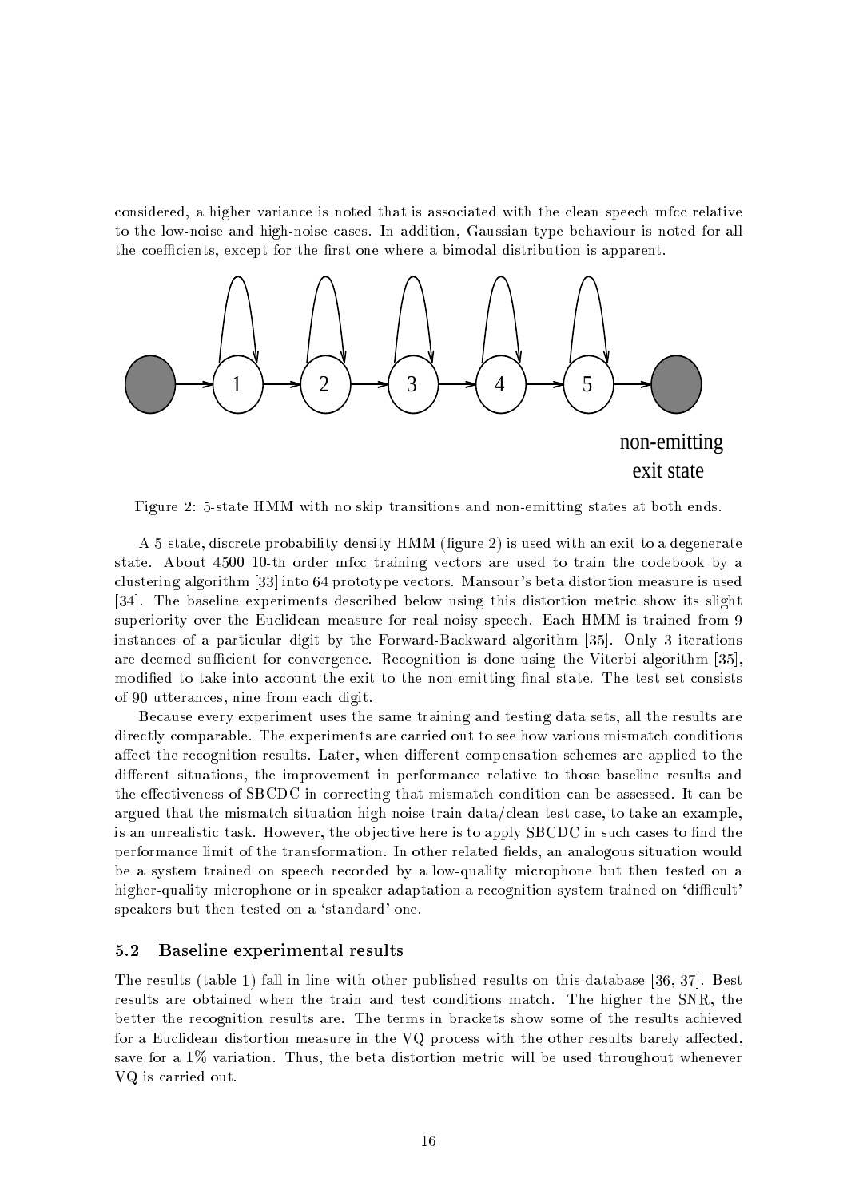considered, a higher variance is noted that is associated with the clean speech mfcc relative to the low-noise and high-noise cases. In addition, Gaussian type behaviour is noted for all the coefficients, except for the first one where a bimodal distribution is apparent.

non-emitting exit state

Figure 2: 5-state HMM with no skip transitions and non-emitting states at both ends.

A 5-state, discrete probability density HMM (figure 2) is used with an exit to a degenerate state. About 4500 10-th order mfcc training vectors are used to train the codebook by a clustering algorithm [33] into 64 prototype vectors. Mansour's beta distortion measure is used [34]. The baseline experiments described below using this distortion metric show its slight superiority over the Euclidean measure for real noisy speech. Each HMM is trained from 9 instances of a particular digit by the Forward-Backward algorithm [35]. Only 3 iterations are deemed sufficient for convergence. Recognition is done using the Viterbi algorithm [35], modified to take into account the exit to the non-emitting final state. The test set consists of 90 utterances, nine from each digit.

Because every experiment uses the same training and testing data sets, all the results are directly comparable. The experiments are carried out to see how various mismatch conditions affect the recognition results. Later, when different compensation schemes are applied to the different situations, the improvement in performance relative to those baseline results and the effectiveness of SBCDC in correcting that mismatch condition can be assessed. It can be argued that the mismatch situation high-noise train data/clean test case, to take an example, is an unrealistic task. However, the objective here is to apply SBCDC in such cases to find the performance limit of the transformation. In other related fields, an analogous situation would be a system trained on speech recorded by a low-quality microphone but then tested on a higher-quality microphone or in speaker adaptation a recognition system trained on 'difficult' speakers but then tested on a 'standard' one.

### 5.2 Baseline experimental results

The results (table 1) fall in line with other published results on this database [36, 37]. Best results are obtained when the train and test conditions match. The higher the SNR, the better the recognition results are. The terms in brackets show some of the results achieved for a Euclidean distortion measure in the VQ process with the other results barely affected, save for a 1% variation. Thus, the beta distortion metric will be used throughout whenever VQ is carried out.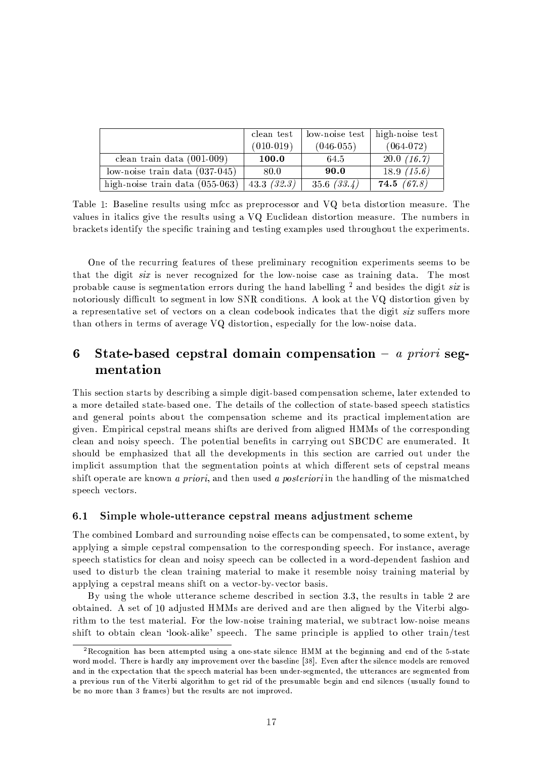| | clean test (010-019) | low-noise test (046-055) | high-noise test (064-072) |
|---|---|---|---|
| clean train data (001-009) | **100.0** | 64.5 | 20.0 *(16.7)* |
| low-noise train data (037-045) | 80.0 | **90.0** | 18.9 *(15.6)* |
| high-noise train data (055-063) | 43.3 *(32.3)* | 35.6 *(33.4)* | **74.5** *(67.8)* |

Table 1: Baseline results using mfcc as preprocessor and VQ beta distortion measure. The values in italics give the results using a VQ Euclidean distortion measure. The numbers in brackets identify the specific training and testing examples used throughout the experiments.

One of the recurring features of these preliminary recognition experiments seems to be that the digit *six* is never recognized for the low-noise case as training data. The most probable cause is segmentation errors during the hand labelling [2] and besides the digit *six* is notoriously difficult to segment in low SNR conditions. A look at the VQ distortion given by a representative set of vectors on a clean codebook indicates that the digit *six* suffers more than others in terms of average VQ distortion, especially for the low-noise data.

# 6 State-based cepstral domain compensation – *a priori* segmentation

This section starts by describing a simple digit-based compensation scheme, later extended to a more detailed state-based one. The details of the collection of state-based speech statistics and general points about the compensation scheme and its practical implementation are given. Empirical cepstral means shifts are derived from aligned HMMs of the corresponding clean and noisy speech. The potential benefits in carrying out SBCDC are enumerated. It should be emphasized that all the developments in this section are carried out under the implicit assumption that the segmentation points at which different sets of cepstral means shift operate are known *a priori*, and then used *a posteriori* in the handling of the mismatched speech vectors.

## 6.1 Simple whole-utterance cepstral means adjustment scheme

The combined Lombard and surrounding noise effects can be compensated, to some extent, by applying a simple cepstral compensation to the corresponding speech. For instance, average speech statistics for clean and noisy speech can be collected in a word-dependent fashion and used to disturb the clean training material to make it resemble noisy training material by applying a cepstral means shift on a vector-by-vector basis.

By using the whole utterance scheme described in section 3.3, the results in table 2 are obtained. A set of 10 adjusted HMMs are derived and are then aligned by the Viterbi algorithm to the test material. For the low-noise training material, we subtract low-noise means shift to obtain clean 'look-alike' speech. The same principle is applied to other train/test

---

[2] Recognition has been attempted using a one-state silence HMM at the beginning and end of the 5-state word model. There is hardly any improvement over the baseline [38]. Even after the silence models are removed and in the expectation that the speech material has been under-segmented, the utterances are segmented from a previous run of the Viterbi algorithm to get rid of the presumable begin and end silences (usually found to be no more than 3 frames) but the results are not improved.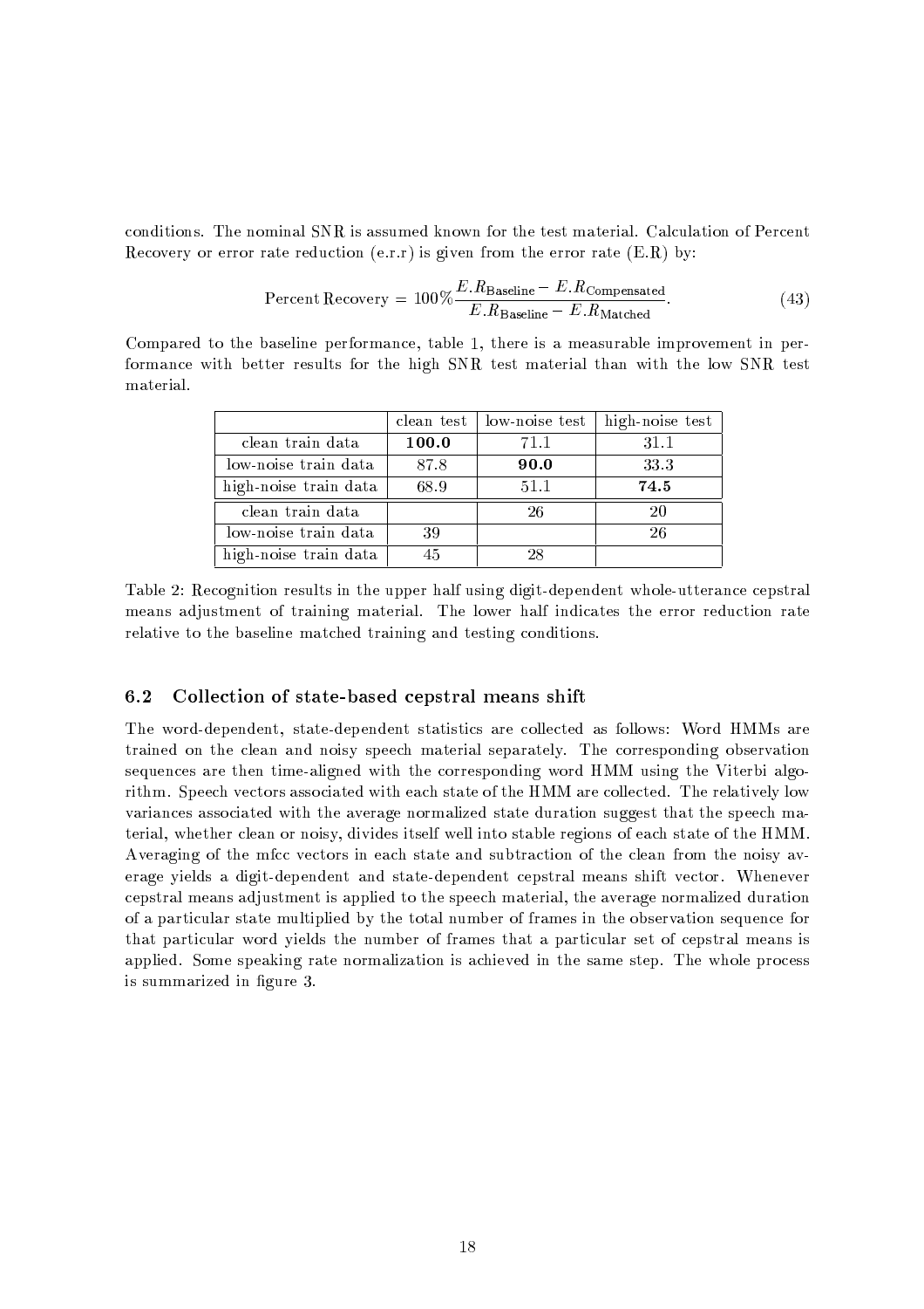conditions. The nominal SNR is assumed known for the test material. Calculation of Percent Recovery or error rate reduction (e.r.r) is given from the error rate (E.R) by:

$$\text{Percent Recovery} = 100\% \frac{E.R_{\text{Baseline}} - E.R_{\text{Compensated}}}{E.R_{\text{Baseline}} - E.R_{\text{Matched}}}. \tag{43}$$

Compared to the baseline performance, table 1, there is a measurable improvement in performance with better results for the high SNR test material than with the low SNR test material.

| | clean test | low-noise test | high-noise test |
|---|---|---|---|
| clean train data | **100.0** | 71.1 | 31.1 |
| low-noise train data | 87.8 | **90.0** | 33.3 |
| high-noise train data | 68.9 | 51.1 | **74.5** |
| clean train data | | 26 | 20 |
| low-noise train data | 39 | | 26 |
| high-noise train data | 45 | 28 | |

Table 2: Recognition results in the upper half using digit-dependent whole-utterance cepstral means adjustment of training material. The lower half indicates the error reduction rate relative to the baseline matched training and testing conditions.

### 6.2 Collection of state-based cepstral means shift

The word-dependent, state-dependent statistics are collected as follows: Word HMMs are trained on the clean and noisy speech material separately. The corresponding observation sequences are then time-aligned with the corresponding word HMM using the Viterbi algorithm. Speech vectors associated with each state of the HMM are collected. The relatively low variances associated with the average normalized state duration suggest that the speech material, whether clean or noisy, divides itself well into stable regions of each state of the HMM. Averaging of the mfcc vectors in each state and subtraction of the clean from the noisy average yields a digit-dependent and state-dependent cepstral means shift vector. Whenever cepstral means adjustment is applied to the speech material, the average normalized duration of a particular state multiplied by the total number of frames in the observation sequence for that particular word yields the number of frames that a particular set of cepstral means is applied. Some speaking rate normalization is achieved in the same step. The whole process is summarized in figure 3.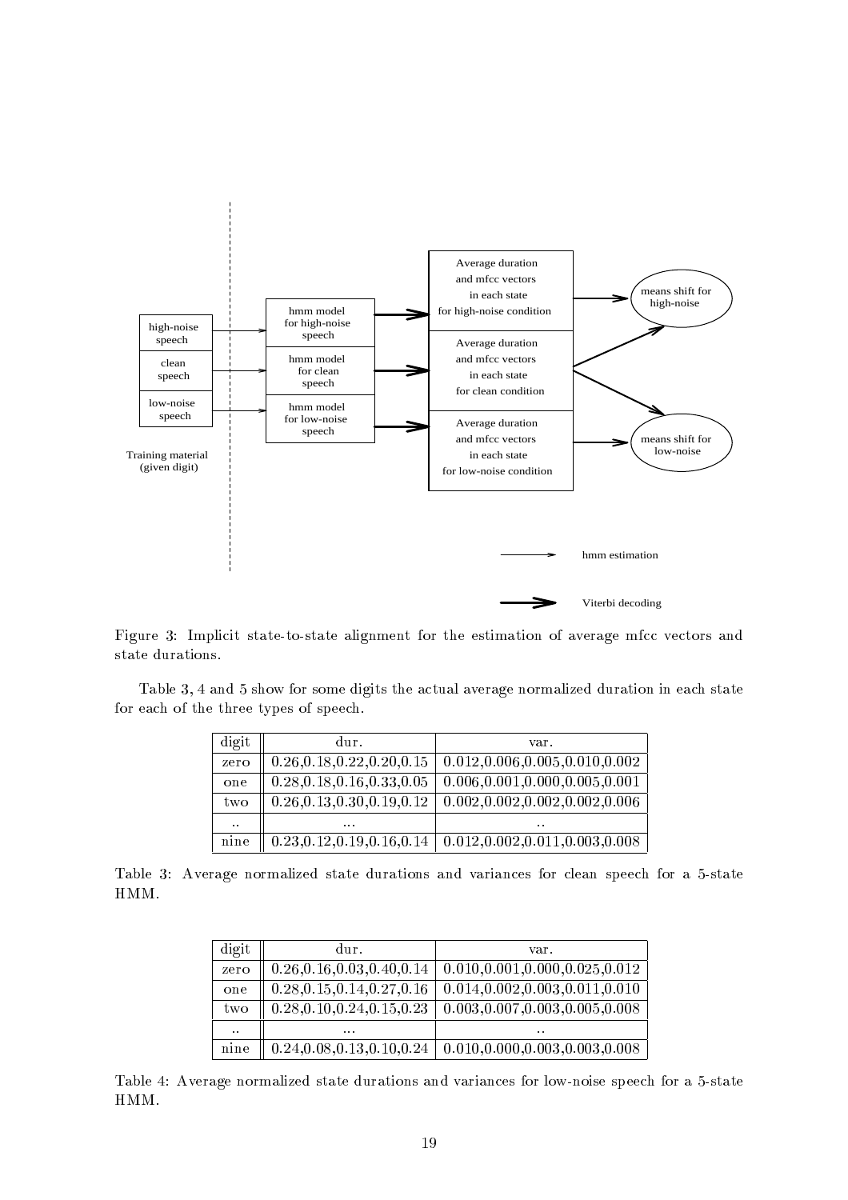Figure 3: Implicit state-to-state alignment for the estimation of average mfcc vectors and state durations.

Table 3, 4 and 5 show for some digits the actual average normalized duration in each state for each of the three types of speech.

| digit | dur. | var. |
|---|---|---|
| zero | 0.26,0.18,0.22,0.20,0.15 | 0.012,0.006,0.005,0.010,0.002 |
| one | 0.28,0.18,0.16,0.33,0.05 | 0.006,0.001,0.000,0.005,0.001 |
| two | 0.26,0.13,0.30,0.19,0.12 | 0.002,0.002,0.002,0.002,0.006 |
| .. | ... | .. |
| nine | 0.23,0.12,0.19,0.16,0.14 | 0.012,0.002,0.011,0.003,0.008 |

Table 3: Average normalized state durations and variances for clean speech for a 5-state HMM.

| digit | dur. | var. |
|---|---|---|
| zero | 0.26,0.16,0.03,0.40,0.14 | 0.010,0.001,0.000,0.025,0.012 |
| one | 0.28,0.15,0.14,0.27,0.16 | 0.014,0.002,0.003,0.011,0.010 |
| two | 0.28,0.10,0.24,0.15,0.23 | 0.003,0.007,0.003,0.005,0.008 |
| .. | ... | .. |
| nine | 0.24,0.08,0.13,0.10,0.24 | 0.010,0.000,0.003,0.003,0.008 |

Table 4: Average normalized state durations and variances for low-noise speech for a 5-state HMM.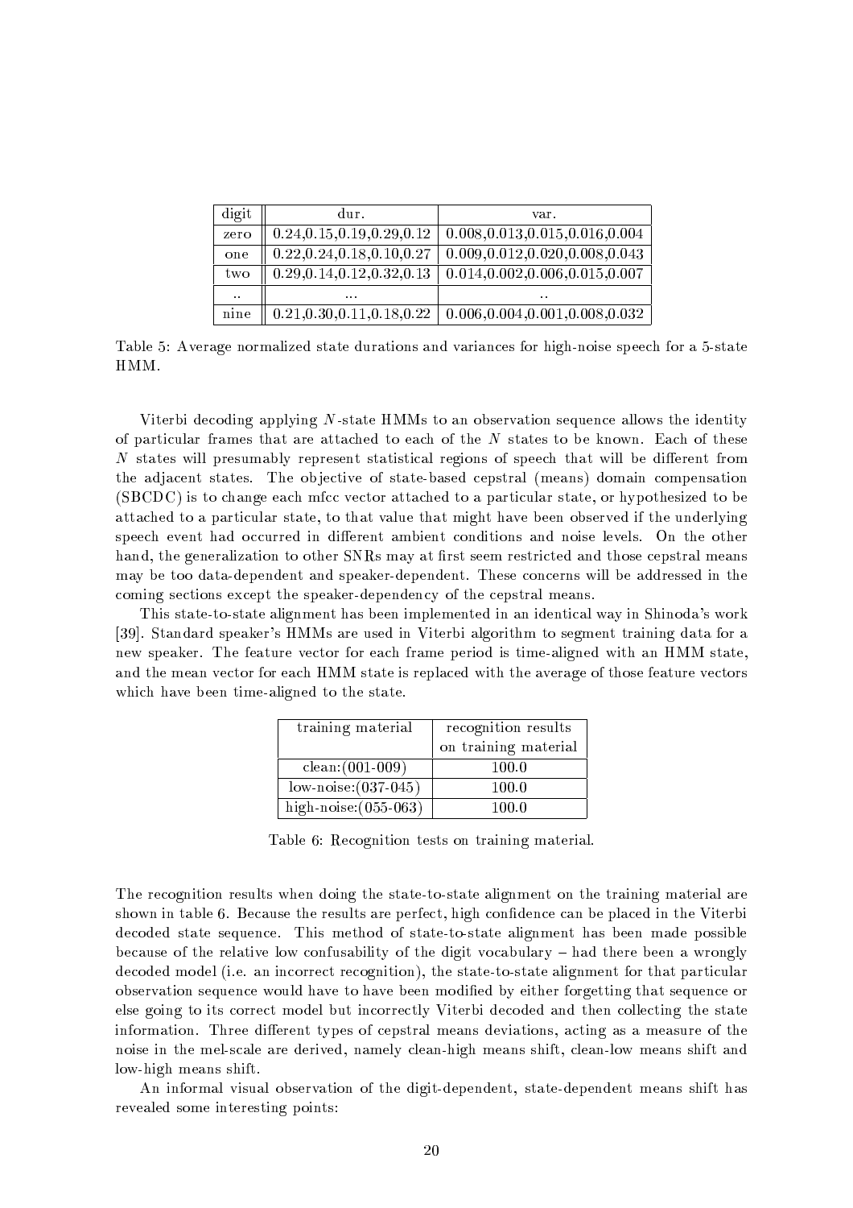| digit | dur. | var. |
|---|---|---|
| zero | 0.24,0.15,0.19,0.29,0.12 | 0.008,0.013,0.015,0.016,0.004 |
| one | 0.22,0.24,0.18,0.10,0.27 | 0.009,0.012,0.020,0.008,0.043 |
| two | 0.29,0.14,0.12,0.32,0.13 | 0.014,0.002,0.006,0.015,0.007 |
| .. | ... | .. |
| nine | 0.21,0.30,0.11,0.18,0.22 | 0.006,0.004,0.001,0.008,0.032 |

Table 5: Average normalized state durations and variances for high-noise speech for a 5-state HMM.

Viterbi decoding applying $N$-state HMMs to an observation sequence allows the identity of particular frames that are attached to each of the $N$ states to be known. Each of these $N$ states will presumably represent statistical regions of speech that will be different from the adjacent states. The objective of state-based cepstral (means) domain compensation (SBCDC) is to change each mfcc vector attached to a particular state, or hypothesized to be attached to a particular state, to that value that might have been observed if the underlying speech event had occurred in different ambient conditions and noise levels. On the other hand, the generalization to other SNRs may at first seem restricted and those cepstral means may be too data-dependent and speaker-dependent. These concerns will be addressed in the coming sections except the speaker-dependency of the cepstral means.

This state-to-state alignment has been implemented in an identical way in Shinoda's work [39]. Standard speaker's HMMs are used in Viterbi algorithm to segment training data for a new speaker. The feature vector for each frame period is time-aligned with an HMM state, and the mean vector for each HMM state is replaced with the average of those feature vectors which have been time-aligned to the state.

| training material | recognition results on training material |
|---|---|
| clean:(001-009) | 100.0 |
| low-noise:(037-045) | 100.0 |
| high-noise:(055-063) | 100.0 |

Table 6: Recognition tests on training material.

The recognition results when doing the state-to-state alignment on the training material are shown in table 6. Because the results are perfect, high confidence can be placed in the Viterbi decoded state sequence. This method of state-to-state alignment has been made possible because of the relative low confusability of the digit vocabulary – had there been a wrongly decoded model (i.e. an incorrect recognition), the state-to-state alignment for that particular observation sequence would have to have been modified by either forgetting that sequence or else going to its correct model but incorrectly Viterbi decoded and then collecting the state information. Three different types of cepstral means deviations, acting as a measure of the noise in the mel-scale are derived, namely clean-high means shift, clean-low means shift and low-high means shift.

An informal visual observation of the digit-dependent, state-dependent means shift has revealed some interesting points: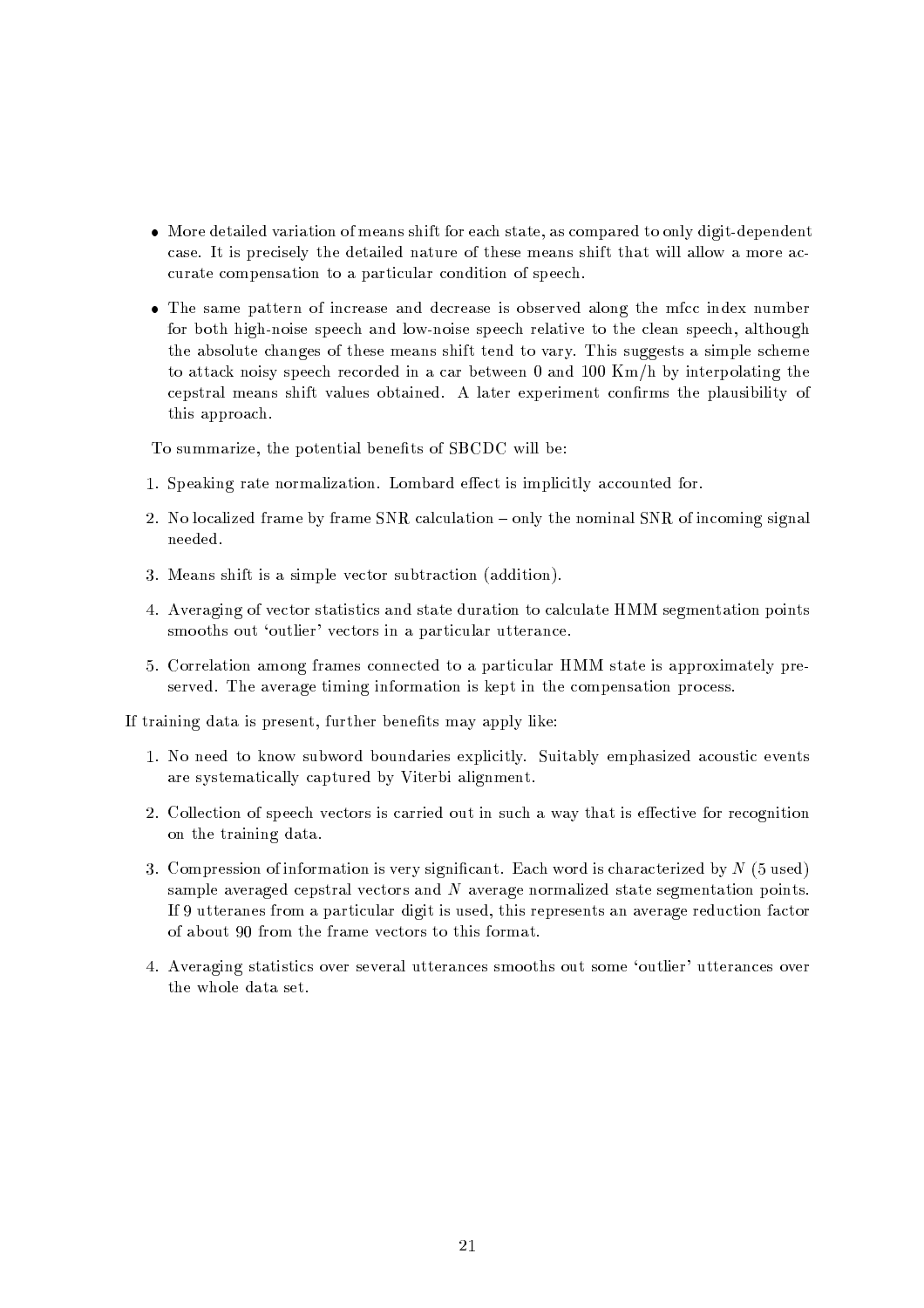- More detailed variation of means shift for each state, as compared to only digit-dependent case. It is precisely the detailed nature of these means shift that will allow a more accurate compensation to a particular condition of speech.
- The same pattern of increase and decrease is observed along the mfcc index number for both high-noise speech and low-noise speech relative to the clean speech, although the absolute changes of these means shift tend to vary. This suggests a simple scheme to attack noisy speech recorded in a car between 0 and 100 Km/h by interpolating the cepstral means shift values obtained. A later experiment confirms the plausibility of this approach.

To summarize, the potential benefits of SBCDC will be:

1. Speaking rate normalization. Lombard effect is implicitly accounted for.
2. No localized frame by frame SNR calculation – only the nominal SNR of incoming signal needed.
3. Means shift is a simple vector subtraction (addition).
4. Averaging of vector statistics and state duration to calculate HMM segmentation points smooths out 'outlier' vectors in a particular utterance.
5. Correlation among frames connected to a particular HMM state is approximately preserved. The average timing information is kept in the compensation process.

If training data is present, further benefits may apply like:

1. No need to know subword boundaries explicitly. Suitably emphasized acoustic events are systematically captured by Viterbi alignment.
2. Collection of speech vectors is carried out in such a way that is effective for recognition on the training data.
3. Compression of information is very significant. Each word is characterized by $N$ (5 used) sample averaged cepstral vectors and $N$ average normalized state segmentation points. If 9 utteranes from a particular digit is used, this represents an average reduction factor of about 90 from the frame vectors to this format.
4. Averaging statistics over several utterances smooths out some 'outlier' utterances over the whole data set.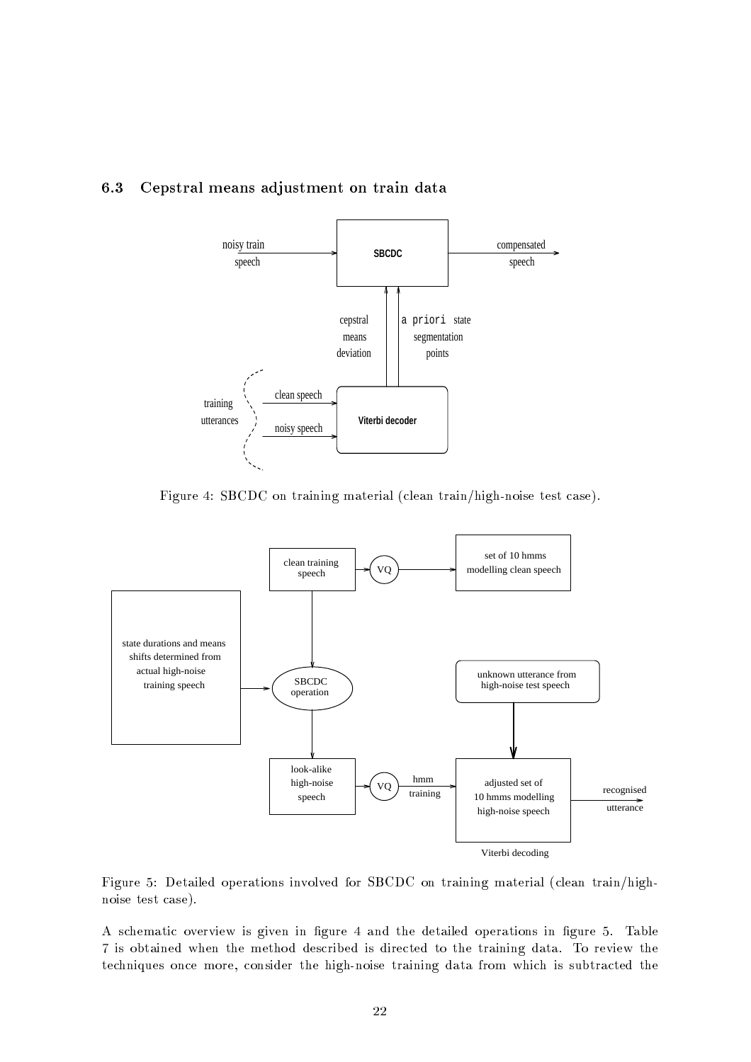### 6.3 Cepstral means adjustment on train data

Figure 4: SBCDC on training material (clean train/high-noise test case).

Figure 5: Detailed operations involved for SBCDC on training material (clean train/high-noise test case).

A schematic overview is given in figure 4 and the detailed operations in figure 5. Table 7 is obtained when the method described is directed to the training data. To review the techniques once more, consider the high-noise training data from which is subtracted the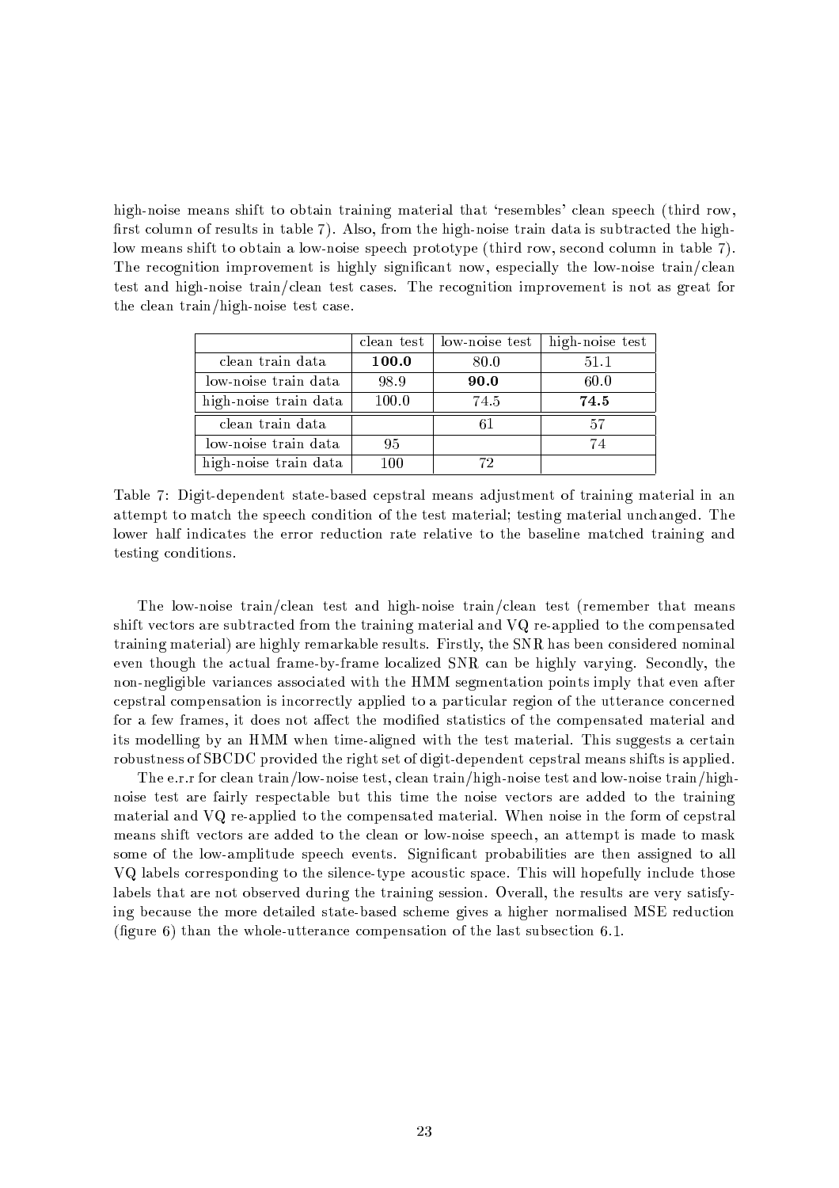high-noise means shift to obtain training material that 'resembles' clean speech (third row, first column of results in table 7). Also, from the high-noise train data is subtracted the high-low means shift to obtain a low-noise speech prototype (third row, second column in table 7). The recognition improvement is highly significant now, especially the low-noise train/clean test and high-noise train/clean test cases. The recognition improvement is not as great for the clean train/high-noise test case.

| | clean test | low-noise test | high-noise test |
|---|---|---|---|
| clean train data | **100.0** | 80.0 | 51.1 |
| low-noise train data | 98.9 | **90.0** | 60.0 |
| high-noise train data | 100.0 | 74.5 | **74.5** |
| clean train data | | 61 | 57 |
| low-noise train data | 95 | | 74 |
| high-noise train data | 100 | 72 | |

Table 7: Digit-dependent state-based cepstral means adjustment of training material in an attempt to match the speech condition of the test material; testing material unchanged. The lower half indicates the error reduction rate relative to the baseline matched training and testing conditions.

The low-noise train/clean test and high-noise train/clean test (remember that means shift vectors are subtracted from the training material and VQ re-applied to the compensated training material) are highly remarkable results. Firstly, the SNR has been considered nominal even though the actual frame-by-frame localized SNR can be highly varying. Secondly, the non-negligible variances associated with the HMM segmentation points imply that even after cepstral compensation is incorrectly applied to a particular region of the utterance concerned for a few frames, it does not affect the modified statistics of the compensated material and its modelling by an HMM when time-aligned with the test material. This suggests a certain robustness of SBCDC provided the right set of digit-dependent cepstral means shifts is applied.

The e.r.r for clean train/low-noise test, clean train/high-noise test and low-noise train/high-noise test are fairly respectable but this time the noise vectors are added to the training material and VQ re-applied to the compensated material. When noise in the form of cepstral means shift vectors are added to the clean or low-noise speech, an attempt is made to mask some of the low-amplitude speech events. Significant probabilities are then assigned to all VQ labels corresponding to the silence-type acoustic space. This will hopefully include those labels that are not observed during the training session. Overall, the results are very satisfying because the more detailed state-based scheme gives a higher normalised MSE reduction (figure 6) than the whole-utterance compensation of the last subsection 6.1.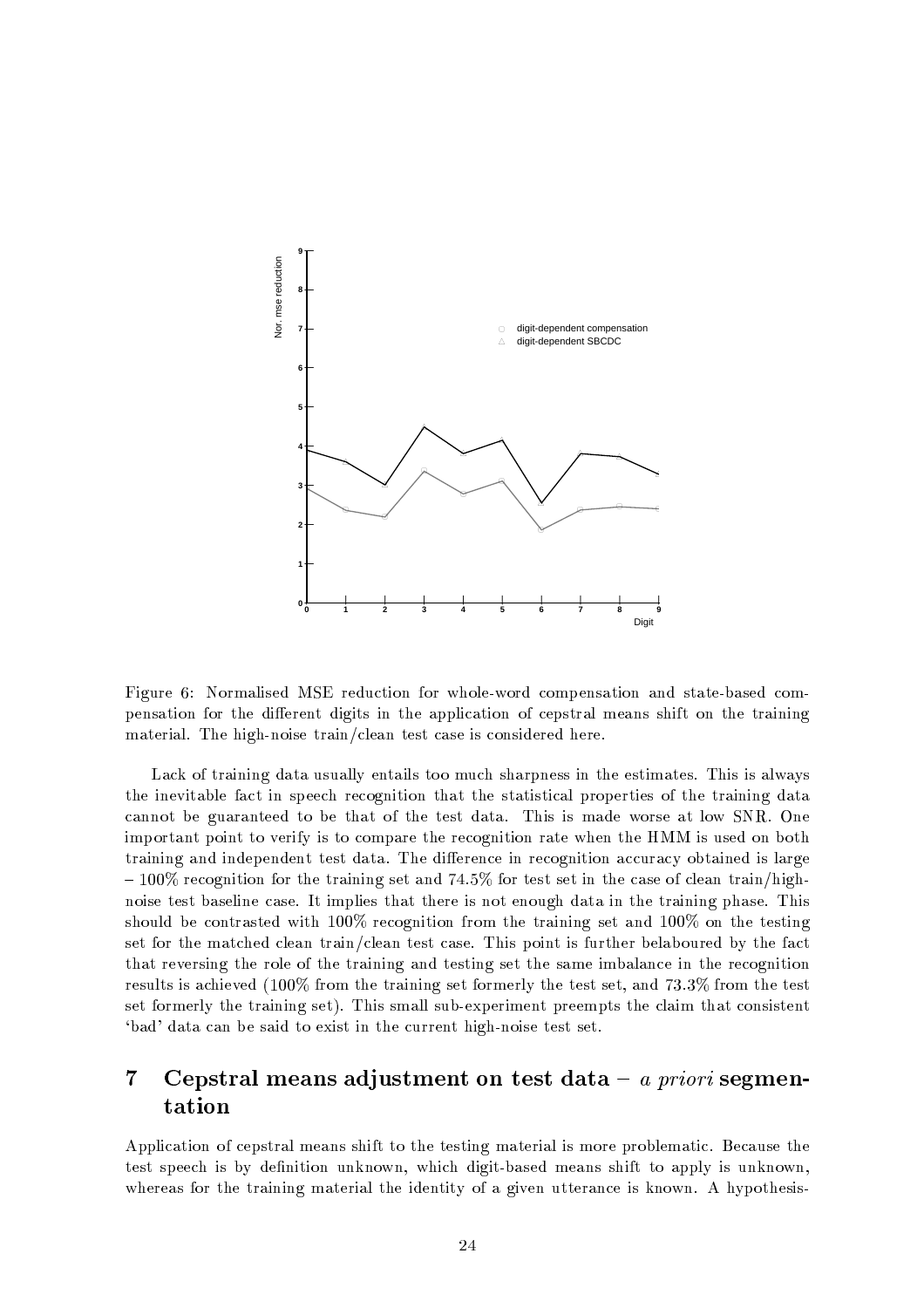Figure 6: Normalised MSE reduction for whole-word compensation and state-based compensation for the different digits in the application of cepstral means shift on the training material. The high-noise train/clean test case is considered here.

Lack of training data usually entails too much sharpness in the estimates. This is always the inevitable fact in speech recognition that the statistical properties of the training data cannot be guaranteed to be that of the test data. This is made worse at low SNR. One important point to verify is to compare the recognition rate when the HMM is used on both training and independent test data. The difference in recognition accuracy obtained is large – 100% recognition for the training set and 74.5% for test set in the case of clean train/high-noise test baseline case. It implies that there is not enough data in the training phase. This should be contrasted with 100% recognition from the training set and 100% on the testing set for the matched clean train/clean test case. This point is further belaboured by the fact that reversing the role of the training and testing set the same imbalance in the recognition results is achieved (100% from the training set formerly the test set, and 73.3% from the test set formerly the training set). This small sub-experiment preempts the claim that consistent 'bad' data can be said to exist in the current high-noise test set.

# 7 Cepstral means adjustment on test data – *a priori* segmentation

Application of cepstral means shift to the testing material is more problematic. Because the test speech is by definition unknown, which digit-based means shift to apply is unknown, whereas for the training material the identity of a given utterance is known. A hypothesis-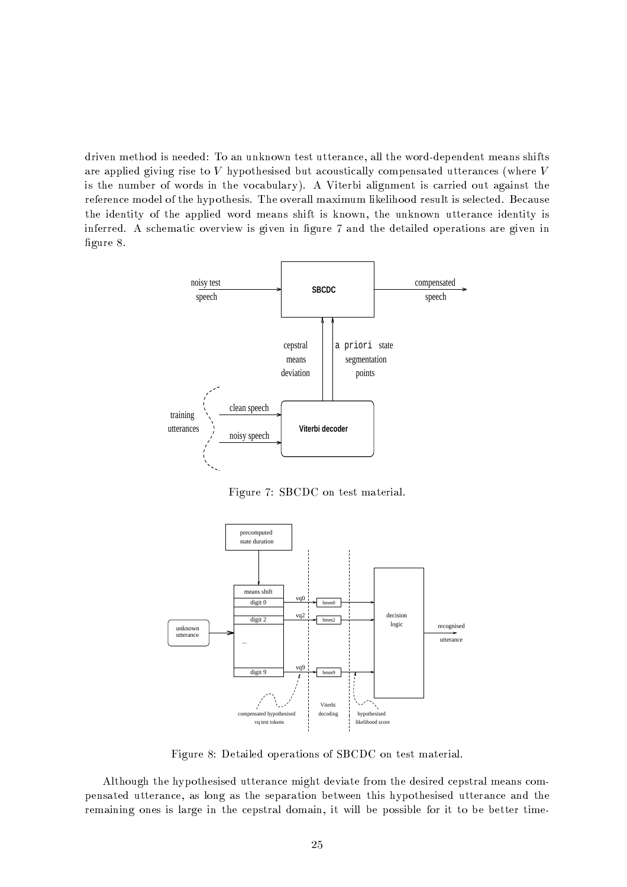driven method is needed: To an unknown test utterance, all the word-dependent means shifts are applied giving rise to $V$ hypothesised but acoustically compensated utterances (where $V$ is the number of words in the vocabulary). A Viterbi alignment is carried out against the reference model of the hypothesis. The overall maximum likelihood result is selected. Because the identity of the applied word means shift is known, the unknown utterance identity is inferred. A schematic overview is given in figure 7 and the detailed operations are given in figure 8.

Figure 7: SBCDC on test material.

Figure 8: Detailed operations of SBCDC on test material.

Although the hypothesised utterance might deviate from the desired cepstral means compensated utterance, as long as the separation between this hypothesised utterance and the remaining ones is large in the cepstral domain, it will be possible for it to be better time-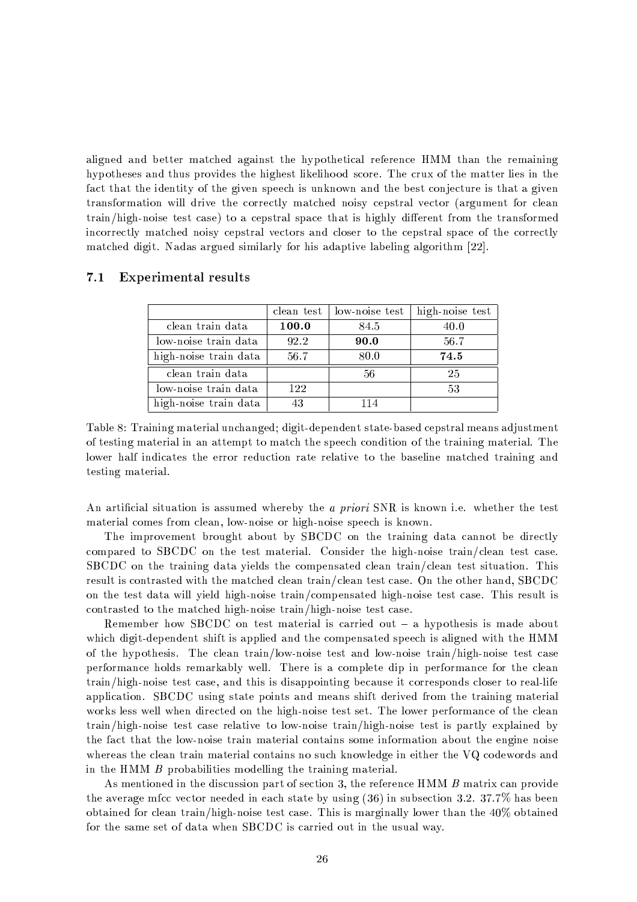aligned and better matched against the hypothetical reference HMM than the remaining hypotheses and thus provides the highest likelihood score. The crux of the matter lies in the fact that the identity of the given speech is unknown and the best conjecture is that a given transformation will drive the correctly matched noisy cepstral vector (argument for clean train/high-noise test case) to a cepstral space that is highly different from the transformed incorrectly matched noisy cepstral vectors and closer to the cepstral space of the correctly matched digit. Nadas argued similarly for his adaptive labeling algorithm [22].

### 7.1 Experimental results

| | clean test | low-noise test | high-noise test |
|---|---|---|---|
| clean train data | **100.0** | 84.5 | 40.0 |
| low-noise train data | 92.2 | **90.0** | 56.7 |
| high-noise train data | 56.7 | 80.0 | **74.5** |
| clean train data | | 56 | 25 |
| low-noise train data | 122 | | 53 |
| high-noise train data | 43 | 114 | |

Table 8: Training material unchanged; digit-dependent state-based cepstral means adjustment of testing material in an attempt to match the speech condition of the training material. The lower half indicates the error reduction rate relative to the baseline matched training and testing material.

An artificial situation is assumed whereby the *a priori* SNR is known i.e. whether the test material comes from clean, low-noise or high-noise speech is known.

The improvement brought about by SBCDC on the training data cannot be directly compared to SBCDC on the test material. Consider the high-noise train/clean test case. SBCDC on the training data yields the compensated clean train/clean test situation. This result is contrasted with the matched clean train/clean test case. On the other hand, SBCDC on the test data will yield high-noise train/compensated high-noise test case. This result is contrasted to the matched high-noise train/high-noise test case.

Remember how SBCDC on test material is carried out – a hypothesis is made about which digit-dependent shift is applied and the compensated speech is aligned with the HMM of the hypothesis. The clean train/low-noise test and low-noise train/high-noise test case performance holds remarkably well. There is a complete dip in performance for the clean train/high-noise test case, and this is disappointing because it corresponds closer to real-life application. SBCDC using state points and means shift derived from the training material works less well when directed on the high-noise test set. The lower performance of the clean train/high-noise test case relative to low-noise train/high-noise test is partly explained by the fact that the low-noise train material contains some information about the engine noise whereas the clean train material contains no such knowledge in either the VQ codewords and in the HMM $B$ probabilities modelling the training material.

As mentioned in the discussion part of section 3, the reference HMM $B$ matrix can provide the average mfcc vector needed in each state by using (36) in subsection 3.2. 37.7% has been obtained for clean train/high-noise test case. This is marginally lower than the 40% obtained for the same set of data when SBCDC is carried out in the usual way.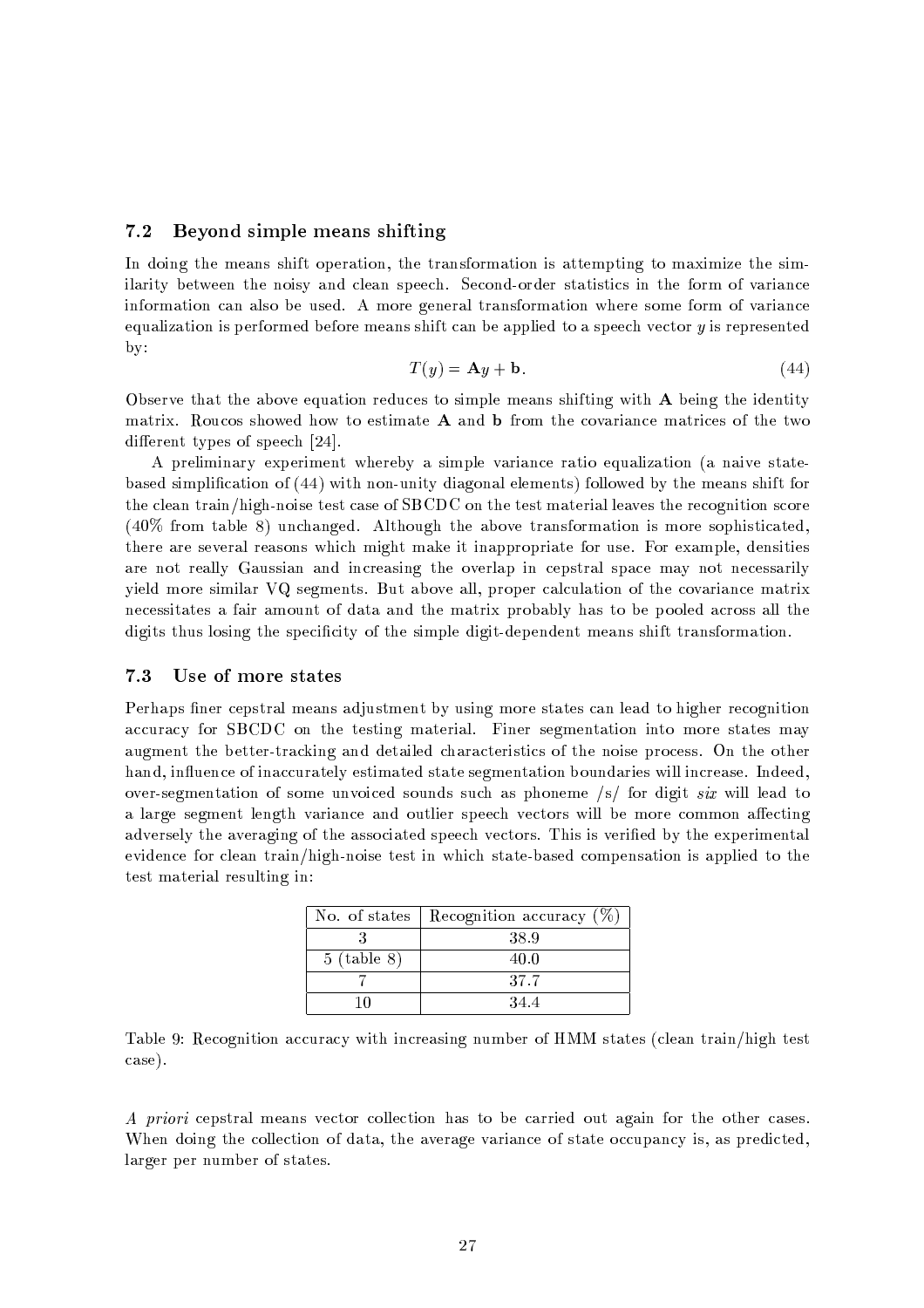### 7.2 Beyond simple means shifting

In doing the means shift operation, the transformation is attempting to maximize the similarity between the noisy and clean speech. Second-order statistics in the form of variance information can also be used. A more general transformation where some form of variance equalization is performed before means shift can be applied to a speech vector $y$ is represented by:

$$T(y) = \mathbf{A}y + \mathbf{b}. \tag{44}$$

Observe that the above equation reduces to simple means shifting with $\mathbf{A}$ being the identity matrix. Roucos showed how to estimate $\mathbf{A}$ and $\mathbf{b}$ from the covariance matrices of the two different types of speech [24].

A preliminary experiment whereby a simple variance ratio equalization (a naive state-based simplification of (44) with non-unity diagonal elements) followed by the means shift for the clean train/high-noise test case of SBCDC on the test material leaves the recognition score (40% from table 8) unchanged. Although the above transformation is more sophisticated, there are several reasons which might make it inappropriate for use. For example, densities are not really Gaussian and increasing the overlap in cepstral space may not necessarily yield more similar VQ segments. But above all, proper calculation of the covariance matrix necessitates a fair amount of data and the matrix probably has to be pooled across all the digits thus losing the specificity of the simple digit-dependent means shift transformation.

### 7.3 Use of more states

Perhaps finer cepstral means adjustment by using more states can lead to higher recognition accuracy for SBCDC on the testing material. Finer segmentation into more states may augment the better-tracking and detailed characteristics of the noise process. On the other hand, influence of inaccurately estimated state segmentation boundaries will increase. Indeed, over-segmentation of some unvoiced sounds such as phoneme /s/ for digit *six* will lead to a large segment length variance and outlier speech vectors will be more common affecting adversely the averaging of the associated speech vectors. This is verified by the experimental evidence for clean train/high-noise test in which state-based compensation is applied to the test material resulting in:

| No. of states | Recognition accuracy (%) |
|---|---|
| 3 | 38.9 |
| 5 (table 8) | 40.0 |
| 7 | 37.7 |
| 10 | 34.4 |

Table 9: Recognition accuracy with increasing number of HMM states (clean train/high test case).

*A priori* cepstral means vector collection has to be carried out again for the other cases. When doing the collection of data, the average variance of state occupancy is, as predicted, larger per number of states.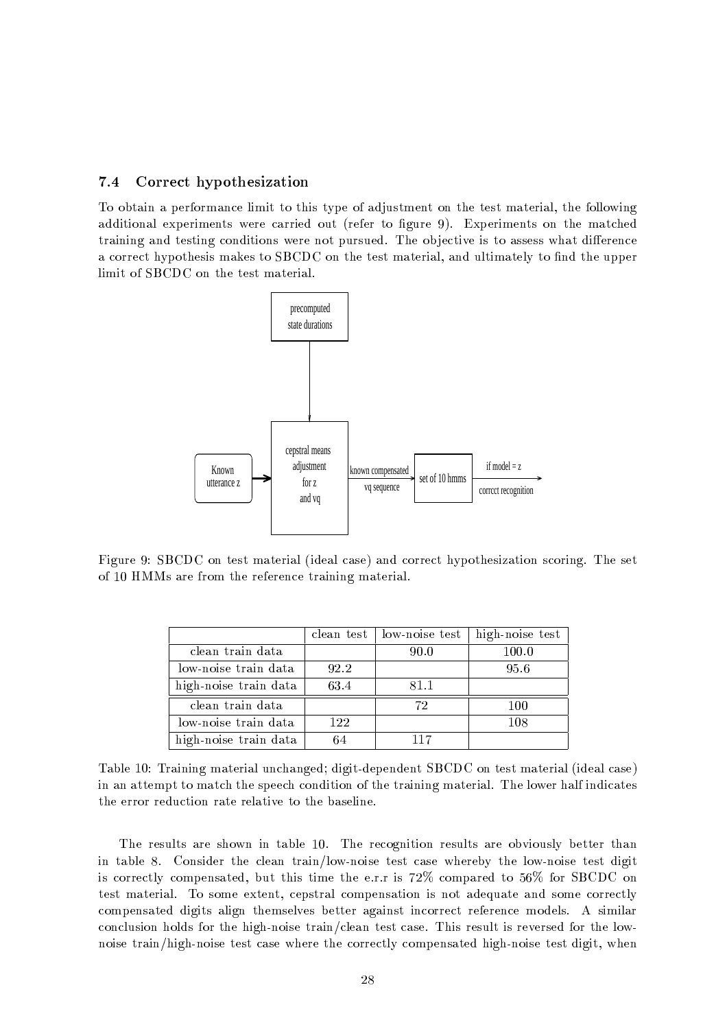### 7.4 Correct hypothesization

To obtain a performance limit to this type of adjustment on the test material, the following additional experiments were carried out (refer to figure 9). Experiments on the matched training and testing conditions were not pursued. The objective is to assess what difference a correct hypothesis makes to SBCDC on the test material, and ultimately to find the upper limit of SBCDC on the test material.

Figure 9: SBCDC on test material (ideal case) and correct hypothesization scoring. The set of 10 HMMs are from the reference training material.

| | clean test | low-noise test | high-noise test |
|---|---|---|---|
| clean train data | | 90.0 | 100.0 |
| low-noise train data | 92.2 | | 95.6 |
| high-noise train data | 63.4 | 81.1 | |
| clean train data | | 72 | 100 |
| low-noise train data | 122 | | 108 |
| high-noise train data | 64 | 117 | |

Table 10: Training material unchanged; digit-dependent SBCDC on test material (ideal case) in an attempt to match the speech condition of the training material. The lower half indicates the error reduction rate relative to the baseline.

The results are shown in table 10. The recognition results are obviously better than in table 8. Consider the clean train/low-noise test case whereby the low-noise test digit is correctly compensated, but this time the e.r.r is 72% compared to 56% for SBCDC on test material. To some extent, cepstral compensation is not adequate and some correctly compensated digits align themselves better against incorrect reference models. A similar conclusion holds for the high-noise train/clean test case. This result is reversed for the low-noise train/high-noise test case where the correctly compensated high-noise test digit, when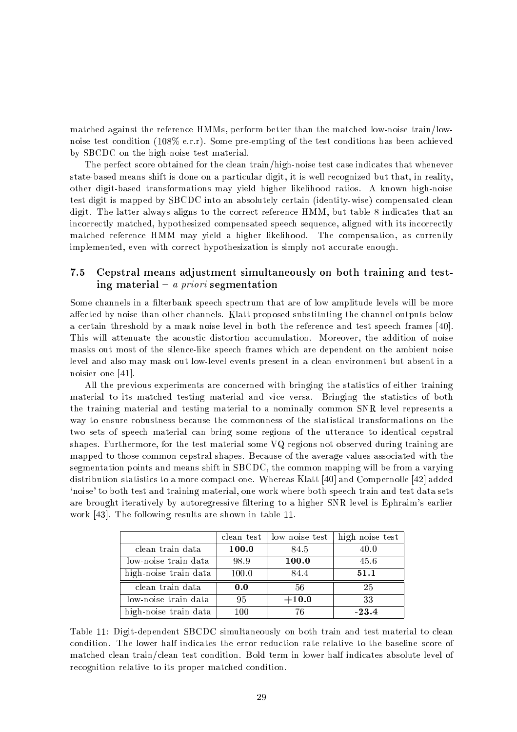matched against the reference HMMs, perform better than the matched low-noise train/low-noise test condition (108% e.r.r). Some pre-empting of the test conditions has been achieved by SBCDC on the high-noise test material.

The perfect score obtained for the clean train/high-noise test case indicates that whenever state-based means shift is done on a particular digit, it is well recognized but that, in reality, other digit-based transformations may yield higher likelihood ratios. A known high-noise test digit is mapped by SBCDC into an absolutely certain (identity-wise) compensated clean digit. The latter always aligns to the correct reference HMM, but table 8 indicates that an incorrectly matched, hypothesized compensated speech sequence, aligned with its incorrectly matched reference HMM may yield a higher likelihood. The compensation, as currently implemented, even with correct hypothesization is simply not accurate enough.

### 7.5 Cepstral means adjustment simultaneously on both training and testing material – *a priori* segmentation

Some channels in a filterbank speech spectrum that are of low amplitude levels will be more affected by noise than other channels. Klatt proposed substituting the channel outputs below a certain threshold by a mask noise level in both the reference and test speech frames [40]. This will attenuate the acoustic distortion accumulation. Moreover, the addition of noise masks out most of the silence-like speech frames which are dependent on the ambient noise level and also may mask out low-level events present in a clean environment but absent in a noisier one [41].

All the previous experiments are concerned with bringing the statistics of either training material to its matched testing material and vice versa. Bringing the statistics of both the training material and testing material to a nominally common SNR level represents a way to ensure robustness because the commonness of the statistical transformations on the two sets of speech material can bring some regions of the utterance to identical cepstral shapes. Furthermore, for the test material some VQ regions not observed during training are mapped to those common cepstral shapes. Because of the average values associated with the segmentation points and means shift in SBCDC, the common mapping will be from a varying distribution statistics to a more compact one. Whereas Klatt [40] and Compernolle [42] added 'noise' to both test and training material, one work where both speech train and test data sets are brought iteratively by autoregressive filtering to a higher SNR level is Ephraim's earlier work [43]. The following results are shown in table 11.

| | clean test | low-noise test | high-noise test |
|---|---|---|---|
| clean train data | **100.0** | 84.5 | 40.0 |
| low-noise train data | 98.9 | **100.0** | 45.6 |
| high-noise train data | 100.0 | 84.4 | **51.1** |
| clean train data | **0.0** | 56 | 25 |
| low-noise train data | 95 | **+10.0** | 33 |
| high-noise train data | 100 | 76 | **-23.4** |

Table 11: Digit-dependent SBCDC simultaneously on both train and test material to clean condition. The lower half indicates the error reduction rate relative to the baseline score of matched clean train/clean test condition. Bold term in lower half indicates absolute level of recognition relative to its proper matched condition.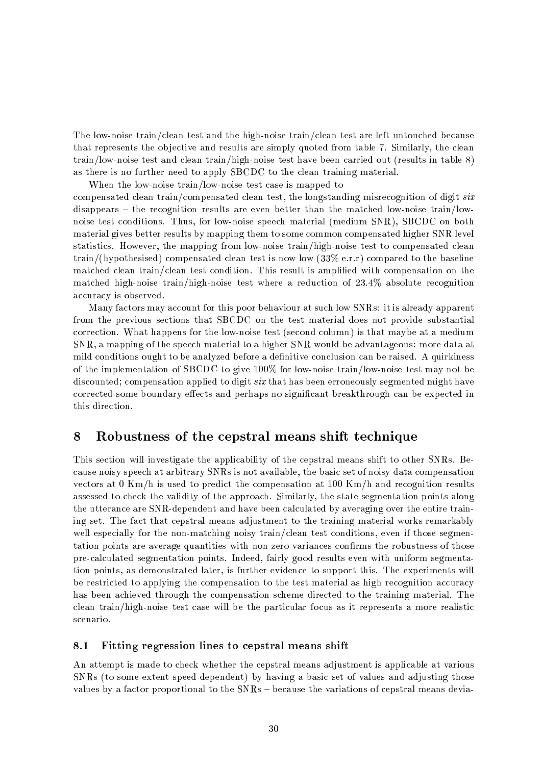The low-noise train/clean test and the high-noise train/clean test are left untouched because that represents the objective and results are simply quoted from table 7. Similarly, the clean train/low-noise test and clean train/high-noise test have been carried out (results in table 8) as there is no further need to apply SBCDC to the clean training material.

When the low-noise train/low-noise test case is mapped to compensated clean train/compensated clean test, the longstanding misrecognition of digit *six* disappears – the recognition results are even better than the matched low-noise train/low-noise test conditions. Thus, for low-noise speech material (medium SNR), SBCDC on both material gives better results by mapping them to some common compensated higher SNR level statistics. However, the mapping from low-noise train/high-noise test to compensated clean train/(hypothesised) compensated clean test is now low (33% e.r.r) compared to the baseline matched clean train/clean test condition. This result is amplified with compensation on the matched high-noise train/high-noise test where a reduction of 23.4% absolute recognition accuracy is observed.

Many factors may account for this poor behaviour at such low SNRs: it is already apparent from the previous sections that SBCDC on the test material does not provide substantial correction. What happens for the low-noise test (second column) is that maybe at a medium SNR, a mapping of the speech material to a higher SNR would be advantageous: more data at mild conditions ought to be analyzed before a definitive conclusion can be raised. A quirkiness of the implementation of SBCDC to give 100% for low-noise train/low-noise test may not be discounted; compensation applied to digit *six* that has been erroneously segmented might have corrected some boundary effects and perhaps no significant breakthrough can be expected in this direction.

# 8 Robustness of the cepstral means shift technique

This section will investigate the applicability of the cepstral means shift to other SNRs. Because noisy speech at arbitrary SNRs is not available, the basic set of noisy data compensation vectors at 0 Km/h is used to predict the compensation at 100 Km/h and recognition results assessed to check the validity of the approach. Similarly, the state segmentation points along the utterance are SNR-dependent and have been calculated by averaging over the entire training set. The fact that cepstral means adjustment to the training material works remarkably well especially for the non-matching noisy train/clean test conditions, even if those segmentation points are average quantities with non-zero variances confirms the robustness of those pre-calculated segmentation points. Indeed, fairly good results even with uniform segmentation points, as demonstrated later, is further evidence to support this. The experiments will be restricted to applying the compensation to the test material as high recognition accuracy has been achieved through the compensation scheme directed to the training material. The clean train/high-noise test case will be the particular focus as it represents a more realistic scenario.

## 8.1 Fitting regression lines to cepstral means shift

An attempt is made to check whether the cepstral means adjustment is applicable at various SNRs (to some extent speed-dependent) by having a basic set of values and adjusting those values by a factor proportional to the SNRs – because the variations of cepstral means devia-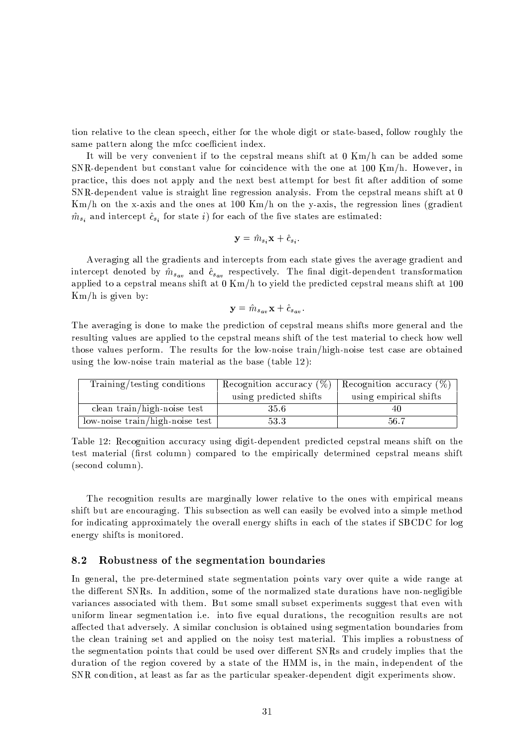tion relative to the clean speech, either for the whole digit or state-based, follow roughly the same pattern along the mfcc coefficient index.

It will be very convenient if to the cepstral means shift at 0 Km/h can be added some SNR-dependent but constant value for coincidence with the one at 100 Km/h. However, in practice, this does not apply and the next best attempt for best fit after addition of some SNR-dependent value is straight line regression analysis. From the cepstral means shift at 0 Km/h on the x-axis and the ones at 100 Km/h on the y-axis, the regression lines (gradient $\hat{m}_{s_i}$ and intercept $\hat{c}_{s_i}$ for state $i$) for each of the five states are estimated:

$$\mathbf{y} = \hat{m}_{s_i}\mathbf{x} + \hat{c}_{s_i}.$$

Averaging all the gradients and intercepts from each state gives the average gradient and intercept denoted by $\hat{m}_{s_{av}}$ and $\hat{c}_{s_{av}}$ respectively. The final digit-dependent transformation applied to a cepstral means shift at 0 Km/h to yield the predicted cepstral means shift at 100 Km/h is given by:

$$\mathbf{y} = \hat{m}_{s_{av}}\mathbf{x} + \hat{c}_{s_{av}}.$$

The averaging is done to make the prediction of cepstral means shifts more general and the resulting values are applied to the cepstral means shift of the test material to check how well those values perform. The results for the low-noise train/high-noise test case are obtained using the low-noise train material as the base (table 12):

| Training/testing conditions | Recognition accuracy (%) using predicted shifts | Recognition accuracy (%) using empirical shifts |
|---|---|---|
| clean train/high-noise test | 35.6 | 40 |
| low-noise train/high-noise test | 53.3 | 56.7 |

Table 12: Recognition accuracy using digit-dependent predicted cepstral means shift on the test material (first column) compared to the empirically determined cepstral means shift (second column).

The recognition results are marginally lower relative to the ones with empirical means shift but are encouraging. This subsection as well can easily be evolved into a simple method for indicating approximately the overall energy shifts in each of the states if SBCDC for log energy shifts is monitored.

### 8.2 Robustness of the segmentation boundaries

In general, the pre-determined state segmentation points vary over quite a wide range at the different SNRs. In addition, some of the normalized state durations have non-negligible variances associated with them. But some small subset experiments suggest that even with uniform linear segmentation i.e. into five equal durations, the recognition results are not affected that adversely. A similar conclusion is obtained using segmentation boundaries from the clean training set and applied on the noisy test material. This implies a robustness of the segmentation points that could be used over different SNRs and crudely implies that the duration of the region covered by a state of the HMM is, in the main, independent of the SNR condition, at least as far as the particular speaker-dependent digit experiments show.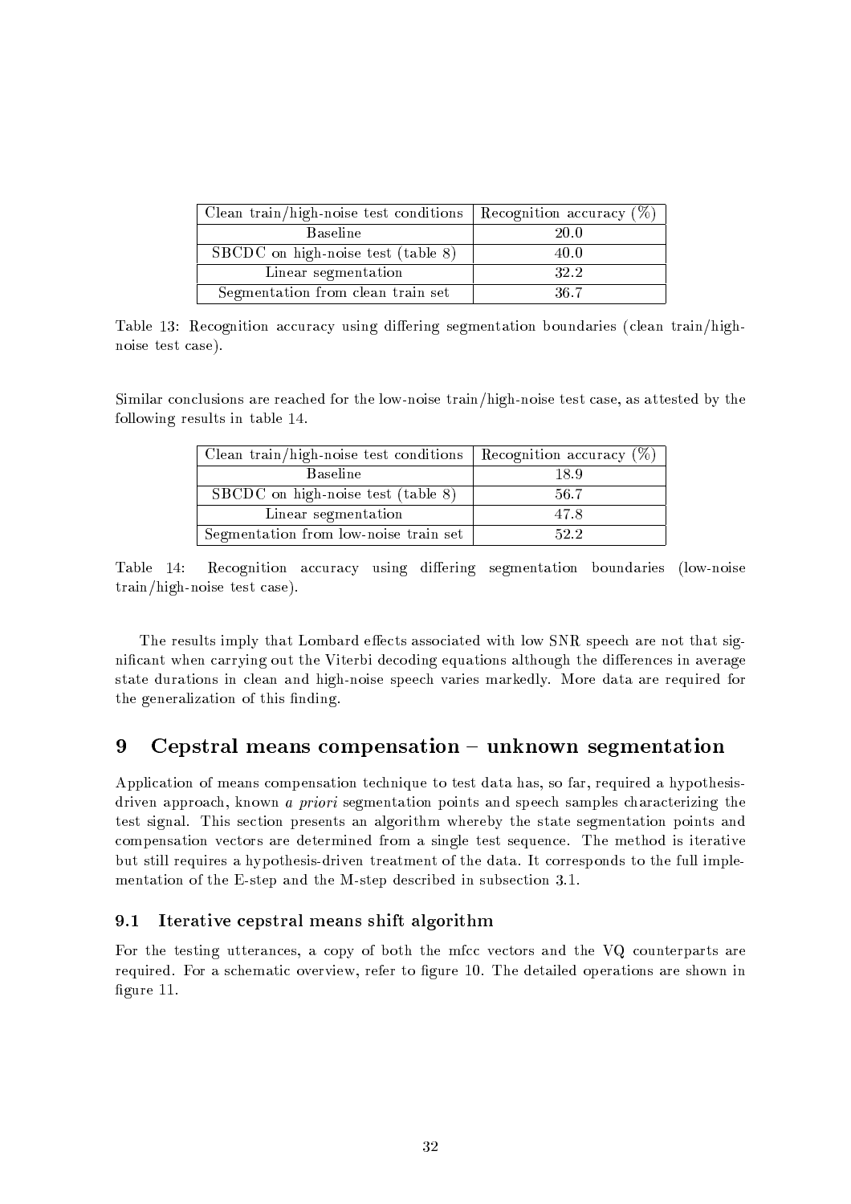| Clean train/high-noise test conditions | Recognition accuracy (%) |
| --- | --- |
| Baseline | 20.0 |
| SBCDC on high-noise test (table 8) | 40.0 |
| Linear segmentation | 32.2 |
| Segmentation from clean train set | 36.7 |

Table 13: Recognition accuracy using differing segmentation boundaries (clean train/high-noise test case).

Similar conclusions are reached for the low-noise train/high-noise test case, as attested by the following results in table 14.

| Clean train/high-noise test conditions | Recognition accuracy (%) |
| --- | --- |
| Baseline | 18.9 |
| SBCDC on high-noise test (table 8) | 56.7 |
| Linear segmentation | 47.8 |
| Segmentation from low-noise train set | 52.2 |

Table 14: Recognition accuracy using differing segmentation boundaries (low-noise train/high-noise test case).

The results imply that Lombard effects associated with low SNR speech are not that significant when carrying out the Viterbi decoding equations although the differences in average state durations in clean and high-noise speech varies markedly. More data are required for the generalization of this finding.

# 9 Cepstral means compensation – unknown segmentation

Application of means compensation technique to test data has, so far, required a hypothesis-driven approach, known *a priori* segmentation points and speech samples characterizing the test signal. This section presents an algorithm whereby the state segmentation points and compensation vectors are determined from a single test sequence. The method is iterative but still requires a hypothesis-driven treatment of the data. It corresponds to the full implementation of the E-step and the M-step described in subsection 3.1.

## 9.1 Iterative cepstral means shift algorithm

For the testing utterances, a copy of both the mfcc vectors and the VQ counterparts are required. For a schematic overview, refer to figure 10. The detailed operations are shown in figure 11.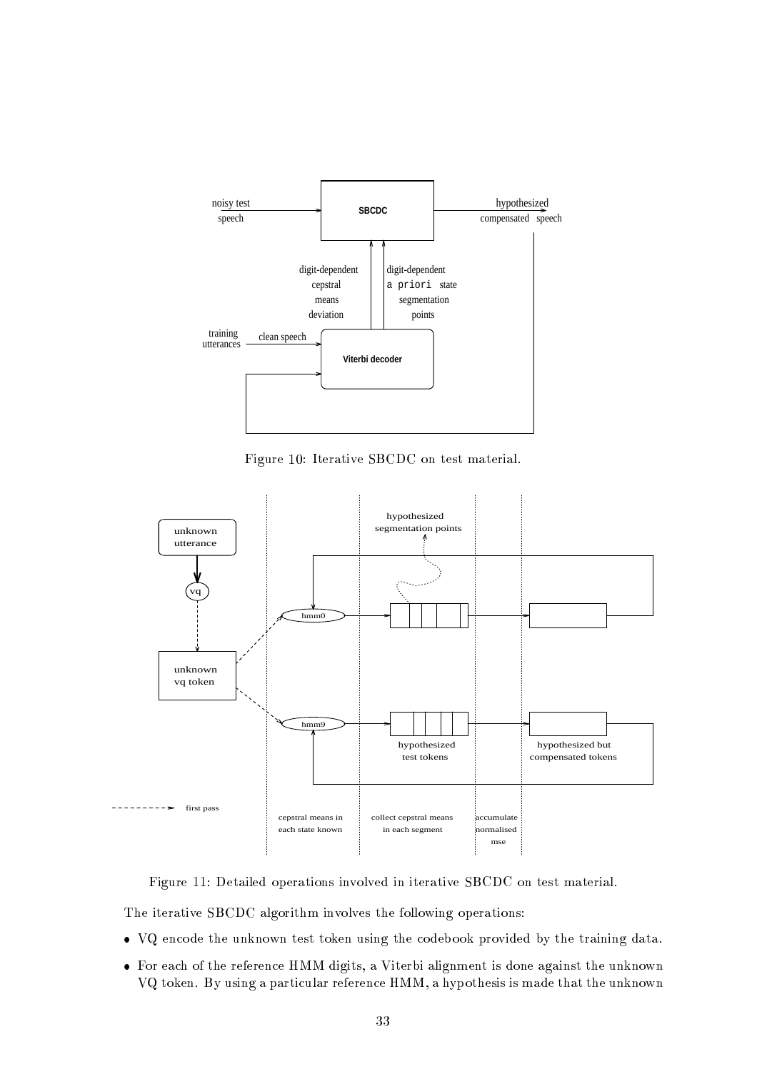Figure 10: Iterative SBCDC on test material.

Figure 11: Detailed operations involved in iterative SBCDC on test material.

The iterative SBCDC algorithm involves the following operations:

- VQ encode the unknown test token using the codebook provided by the training data.
- For each of the reference HMM digits, a Viterbi alignment is done against the unknown VQ token. By using a particular reference HMM, a hypothesis is made that the unknown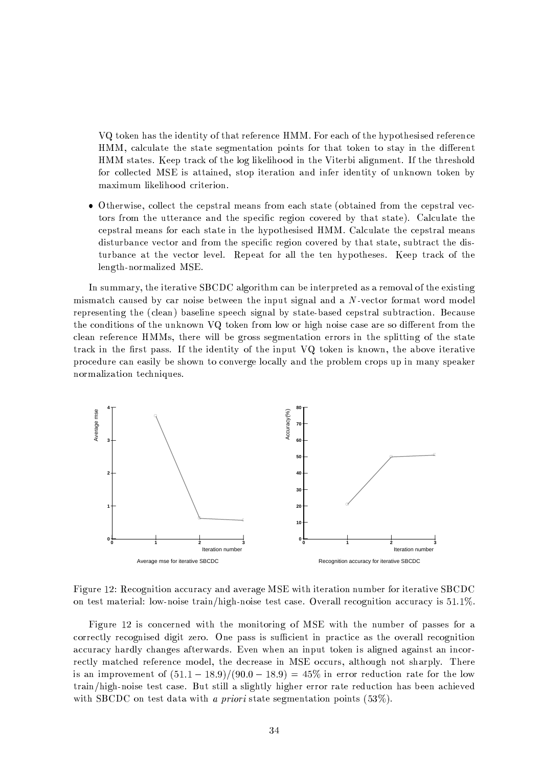VQ token has the identity of that reference HMM. For each of the hypothesised reference HMM, calculate the state segmentation points for that token to stay in the different HMM states. Keep track of the log likelihood in the Viterbi alignment. If the threshold for collected MSE is attained, stop iteration and infer identity of unknown token by maximum likelihood criterion.

- Otherwise, collect the cepstral means from each state (obtained from the cepstral vectors from the utterance and the specific region covered by that state). Calculate the cepstral means for each state in the hypothesised HMM. Calculate the cepstral means disturbance vector and from the specific region covered by that state, subtract the disturbance at the vector level. Repeat for all the ten hypotheses. Keep track of the length-normalized MSE.

In summary, the iterative SBCDC algorithm can be interpreted as a removal of the existing mismatch caused by car noise between the input signal and a $N$-vector format word model representing the (clean) baseline speech signal by state-based cepstral subtraction. Because the conditions of the unknown VQ token from low or high noise case are so different from the clean reference HMMs, there will be gross segmentation errors in the splitting of the state track in the first pass. If the identity of the input VQ token is known, the above iterative procedure can easily be shown to converge locally and the problem crops up in many speaker normalization techniques.

Average mse for iterative SBCDC

Recognition accuracy for iterative SBCDC

Figure 12: Recognition accuracy and average MSE with iteration number for iterative SBCDC on test material: low-noise train/high-noise test case. Overall recognition accuracy is 51.1%.

Figure 12 is concerned with the monitoring of MSE with the number of passes for a correctly recognised digit zero. One pass is sufficient in practice as the overall recognition accuracy hardly changes afterwards. Even when an input token is aligned against an incorrectly matched reference model, the decrease in MSE occurs, although not sharply. There is an improvement of $(51.1 - 18.9)/(90.0 - 18.9) = 45\%$ in error reduction rate for the low train/high-noise test case. But still a slightly higher error rate reduction has been achieved with SBCDC on test data with *a priori* state segmentation points (53%).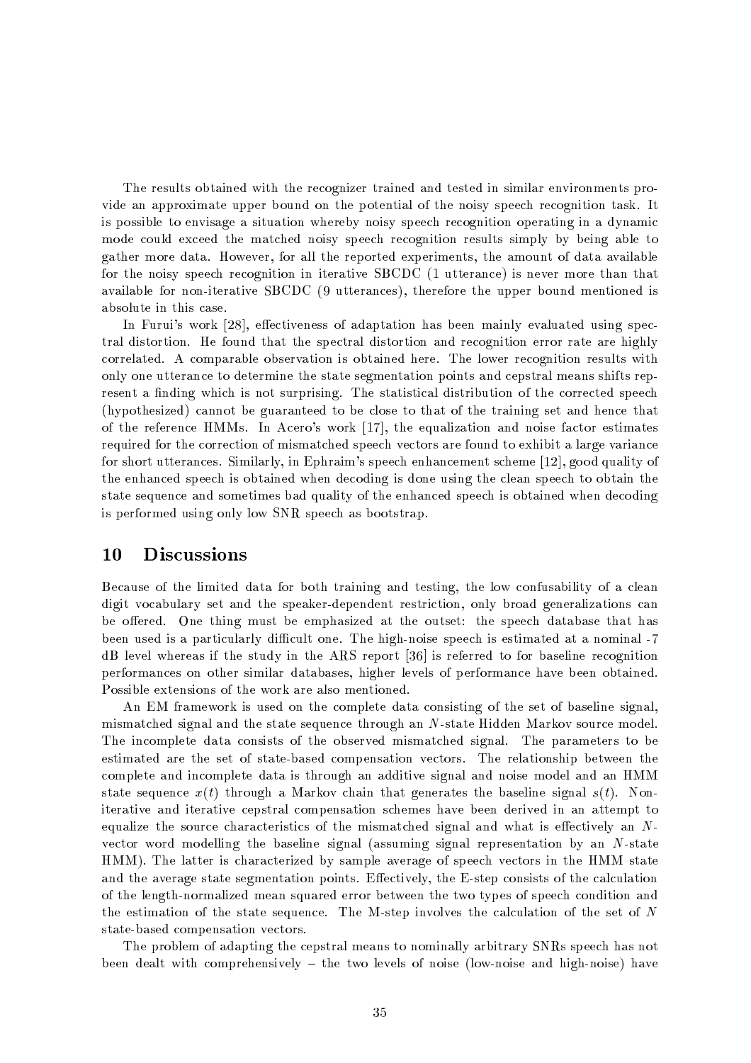The results obtained with the recognizer trained and tested in similar environments provide an approximate upper bound on the potential of the noisy speech recognition task. It is possible to envisage a situation whereby noisy speech recognition operating in a dynamic mode could exceed the matched noisy speech recognition results simply by being able to gather more data. However, for all the reported experiments, the amount of data available for the noisy speech recognition in iterative SBCDC (1 utterance) is never more than that available for non-iterative SBCDC (9 utterances), therefore the upper bound mentioned is absolute in this case.

In Furui's work [28], effectiveness of adaptation has been mainly evaluated using spectral distortion. He found that the spectral distortion and recognition error rate are highly correlated. A comparable observation is obtained here. The lower recognition results with only one utterance to determine the state segmentation points and cepstral means shifts represent a finding which is not surprising. The statistical distribution of the corrected speech (hypothesized) cannot be guaranteed to be close to that of the training set and hence that of the reference HMMs. In Acero's work [17], the equalization and noise factor estimates required for the correction of mismatched speech vectors are found to exhibit a large variance for short utterances. Similarly, in Ephraim's speech enhancement scheme [12], good quality of the enhanced speech is obtained when decoding is done using the clean speech to obtain the state sequence and sometimes bad quality of the enhanced speech is obtained when decoding is performed using only low SNR speech as bootstrap.

# 10 Discussions

Because of the limited data for both training and testing, the low confusability of a clean digit vocabulary set and the speaker-dependent restriction, only broad generalizations can be offered. One thing must be emphasized at the outset: the speech database that has been used is a particularly difficult one. The high-noise speech is estimated at a nominal -7 dB level whereas if the study in the ARS report [36] is referred to for baseline recognition performances on other similar databases, higher levels of performance have been obtained. Possible extensions of the work are also mentioned.

An EM framework is used on the complete data consisting of the set of baseline signal, mismatched signal and the state sequence through an $N$-state Hidden Markov source model. The incomplete data consists of the observed mismatched signal. The parameters to be estimated are the set of state-based compensation vectors. The relationship between the complete and incomplete data is through an additive signal and noise model and an HMM state sequence $x(t)$ through a Markov chain that generates the baseline signal $s(t)$. Non-iterative and iterative cepstral compensation schemes have been derived in an attempt to equalize the source characteristics of the mismatched signal and what is effectively an $N$-vector word modelling the baseline signal (assuming signal representation by an $N$-state HMM). The latter is characterized by sample average of speech vectors in the HMM state and the average state segmentation points. Effectively, the E-step consists of the calculation of the length-normalized mean squared error between the two types of speech condition and the estimation of the state sequence. The M-step involves the calculation of the set of $N$ state-based compensation vectors.

The problem of adapting the cepstral means to nominally arbitrary SNRs speech has not been dealt with comprehensively – the two levels of noise (low-noise and high-noise) have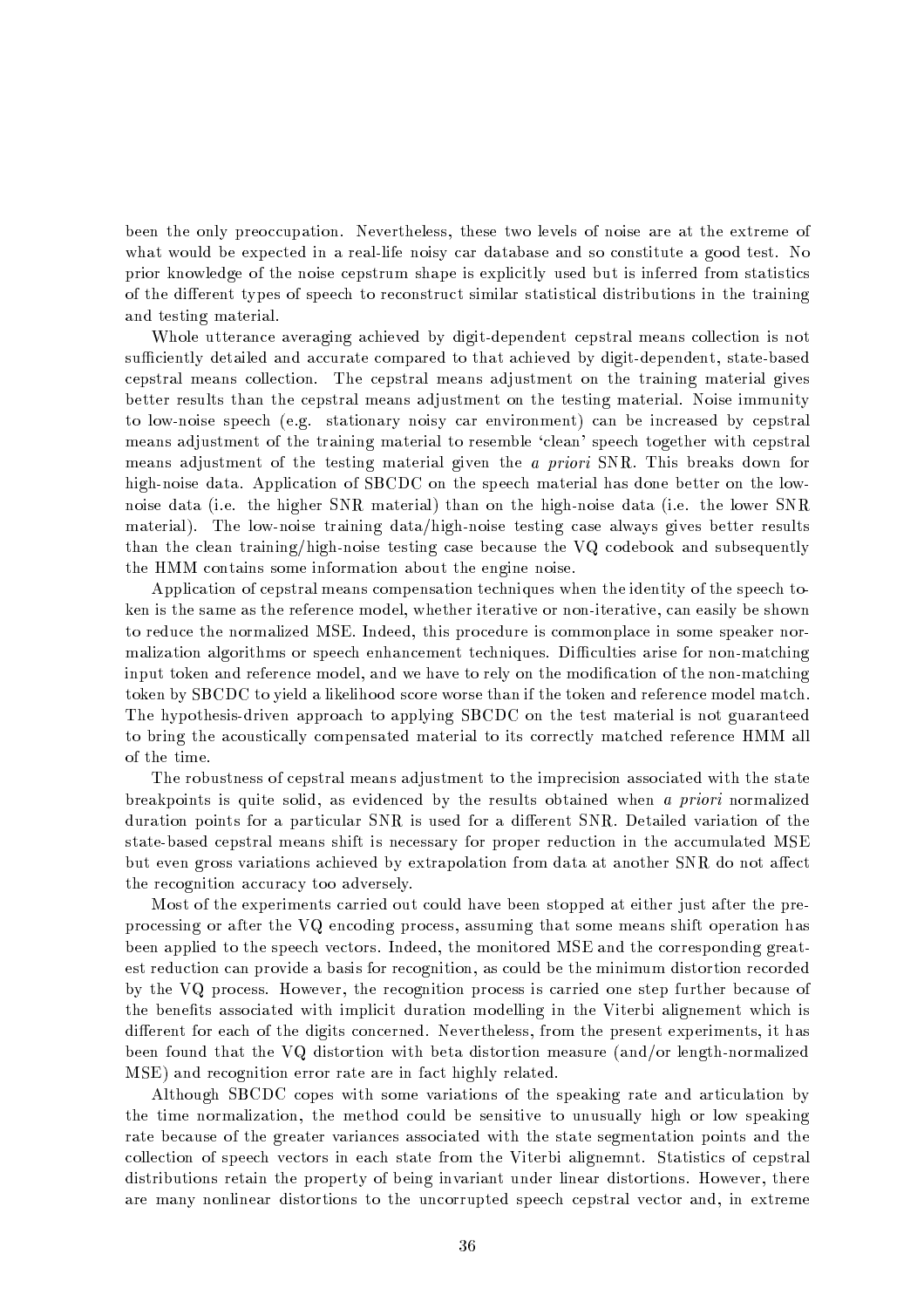been the only preoccupation. Nevertheless, these two levels of noise are at the extreme of what would be expected in a real-life noisy car database and so constitute a good test. No prior knowledge of the noise cepstrum shape is explicitly used but is inferred from statistics of the different types of speech to reconstruct similar statistical distributions in the training and testing material.

Whole utterance averaging achieved by digit-dependent cepstral means collection is not sufficiently detailed and accurate compared to that achieved by digit-dependent, state-based cepstral means collection. The cepstral means adjustment on the training material gives better results than the cepstral means adjustment on the testing material. Noise immunity to low-noise speech (e.g. stationary noisy car environment) can be increased by cepstral means adjustment of the training material to resemble 'clean' speech together with cepstral means adjustment of the testing material given the *a priori* SNR. This breaks down for high-noise data. Application of SBCDC on the speech material has done better on the low-noise data (i.e. the higher SNR material) than on the high-noise data (i.e. the lower SNR material). The low-noise training data/high-noise testing case always gives better results than the clean training/high-noise testing case because the VQ codebook and subsequently the HMM contains some information about the engine noise.

Application of cepstral means compensation techniques when the identity of the speech token is the same as the reference model, whether iterative or non-iterative, can easily be shown to reduce the normalized MSE. Indeed, this procedure is commonplace in some speaker normalization algorithms or speech enhancement techniques. Difficulties arise for non-matching input token and reference model, and we have to rely on the modification of the non-matching token by SBCDC to yield a likelihood score worse than if the token and reference model match. The hypothesis-driven approach to applying SBCDC on the test material is not guaranteed to bring the acoustically compensated material to its correctly matched reference HMM all of the time.

The robustness of cepstral means adjustment to the imprecision associated with the state breakpoints is quite solid, as evidenced by the results obtained when *a priori* normalized duration points for a particular SNR is used for a different SNR. Detailed variation of the state-based cepstral means shift is necessary for proper reduction in the accumulated MSE but even gross variations achieved by extrapolation from data at another SNR do not affect the recognition accuracy too adversely.

Most of the experiments carried out could have been stopped at either just after the preprocessing or after the VQ encoding process, assuming that some means shift operation has been applied to the speech vectors. Indeed, the monitored MSE and the corresponding greatest reduction can provide a basis for recognition, as could be the minimum distortion recorded by the VQ process. However, the recognition process is carried one step further because of the benefits associated with implicit duration modelling in the Viterbi alignement which is different for each of the digits concerned. Nevertheless, from the present experiments, it has been found that the VQ distortion with beta distortion measure (and/or length-normalized MSE) and recognition error rate are in fact highly related.

Although SBCDC copes with some variations of the speaking rate and articulation by the time normalization, the method could be sensitive to unusually high or low speaking rate because of the greater variances associated with the state segmentation points and the collection of speech vectors in each state from the Viterbi alignemnt. Statistics of cepstral distributions retain the property of being invariant under linear distortions. However, there are many nonlinear distortions to the uncorrupted speech cepstral vector and, in extreme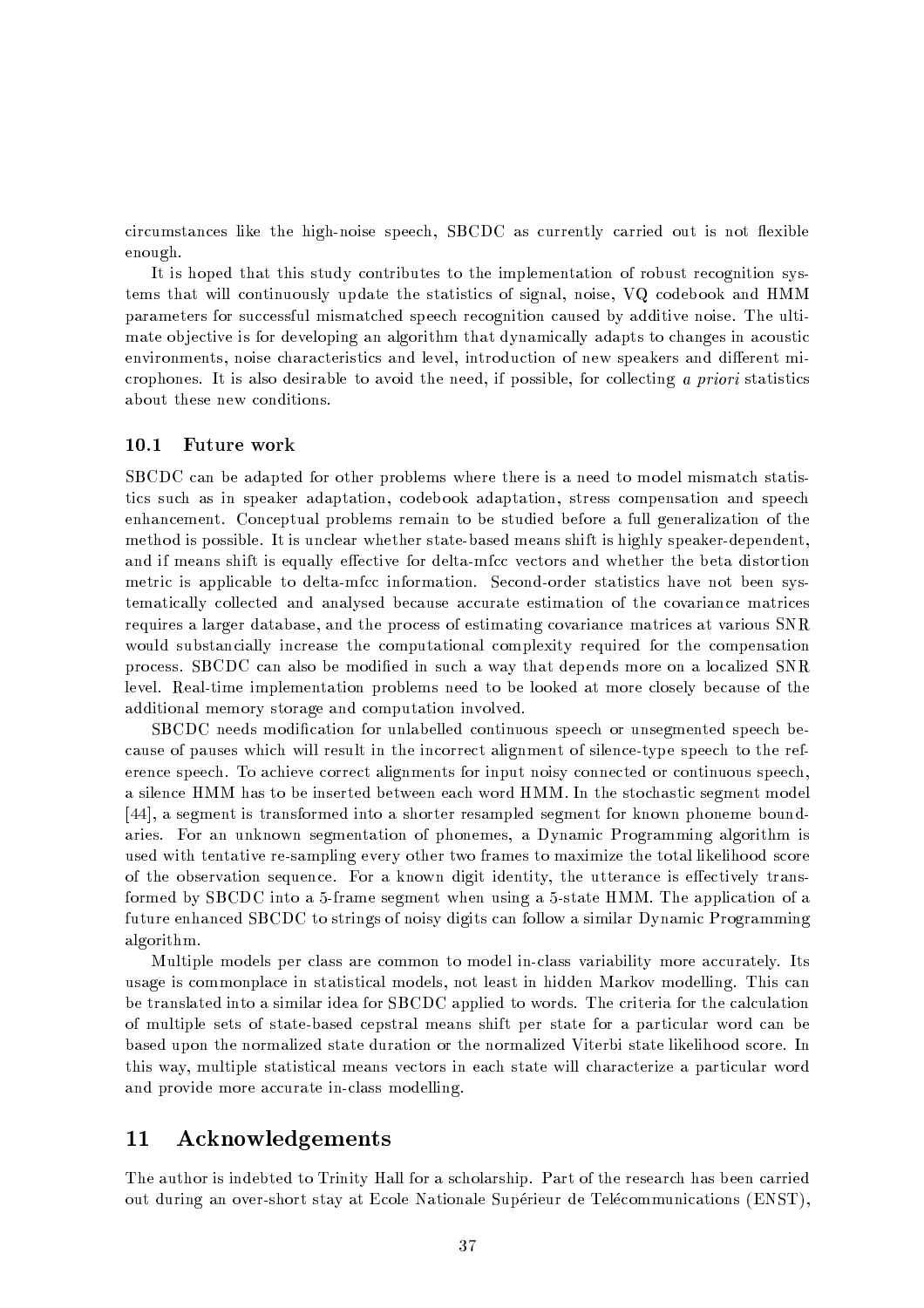circumstances like the high-noise speech, SBCDC as currently carried out is not flexible enough.

It is hoped that this study contributes to the implementation of robust recognition systems that will continuously update the statistics of signal, noise, VQ codebook and HMM parameters for successful mismatched speech recognition caused by additive noise. The ultimate objective is for developing an algorithm that dynamically adapts to changes in acoustic environments, noise characteristics and level, introduction of new speakers and different microphones. It is also desirable to avoid the need, if possible, for collecting *a priori* statistics about these new conditions.

### 10.1 Future work

SBCDC can be adapted for other problems where there is a need to model mismatch statistics such as in speaker adaptation, codebook adaptation, stress compensation and speech enhancement. Conceptual problems remain to be studied before a full generalization of the method is possible. It is unclear whether state-based means shift is highly speaker-dependent, and if means shift is equally effective for delta-mfcc vectors and whether the beta distortion metric is applicable to delta-mfcc information. Second-order statistics have not been systematically collected and analysed because accurate estimation of the covariance matrices requires a larger database, and the process of estimating covariance matrices at various SNR would substancially increase the computational complexity required for the compensation process. SBCDC can also be modified in such a way that depends more on a localized SNR level. Real-time implementation problems need to be looked at more closely because of the additional memory storage and computation involved.

SBCDC needs modification for unlabelled continuous speech or unsegmented speech because of pauses which will result in the incorrect alignment of silence-type speech to the reference speech. To achieve correct alignments for input noisy connected or continuous speech, a silence HMM has to be inserted between each word HMM. In the stochastic segment model [44], a segment is transformed into a shorter resampled segment for known phoneme boundaries. For an unknown segmentation of phonemes, a Dynamic Programming algorithm is used with tentative re-sampling every other two frames to maximize the total likelihood score of the observation sequence. For a known digit identity, the utterance is effectively transformed by SBCDC into a 5-frame segment when using a 5-state HMM. The application of a future enhanced SBCDC to strings of noisy digits can follow a similar Dynamic Programming algorithm.

Multiple models per class are common to model in-class variability more accurately. Its usage is commonplace in statistical models, not least in hidden Markov modelling. This can be translated into a similar idea for SBCDC applied to words. The criteria for the calculation of multiple sets of state-based cepstral means shift per state for a particular word can be based upon the normalized state duration or the normalized Viterbi state likelihood score. In this way, multiple statistical means vectors in each state will characterize a particular word and provide more accurate in-class modelling.

## 11 Acknowledgements

The author is indebted to Trinity Hall for a scholarship. Part of the research has been carried out during an over-short stay at Ecole Nationale Supérieur de Telécommunications (ENST),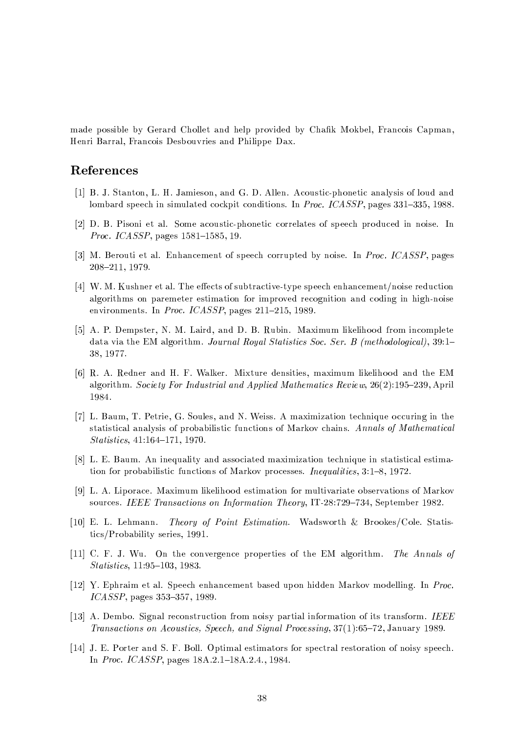made possible by Gerard Chollet and help provided by Chafik Mokbel, Francois Capman, Henri Barral, Francois Desbouvries and Philippe Dax.

## References

[1] B. J. Stanton, L. H. Jamieson, and G. D. Allen. Acoustic-phonetic analysis of loud and lombard speech in simulated cockpit conditions. In *Proc. ICASSP*, pages 331–335, 1988.

[2] D. B. Pisoni et al. Some acoustic-phonetic correlates of speech produced in noise. In *Proc. ICASSP*, pages 1581–1585, 19.

[3] M. Berouti et al. Enhancement of speech corrupted by noise. In *Proc. ICASSP*, pages 208–211, 1979.

[4] W. M. Kushner et al. The effects of subtractive-type speech enhancement/noise reduction algorithms on paremeter estimation for improved recognition and coding in high-noise environments. In *Proc. ICASSP*, pages 211–215, 1989.

[5] A. P. Dempster, N. M. Laird, and D. B. Rubin. Maximum likelihood from incomplete data via the EM algorithm. *Journal Royal Statistics Soc. Ser. B (methodological)*, 39:1–38, 1977.

[6] R. A. Redner and H. F. Walker. Mixture densities, maximum likelihood and the EM algorithm. *Society For Industrial and Applied Mathematics Review*, 26(2):195–239, April 1984.

[7] L. Baum, T. Petrie, G. Soules, and N. Weiss. A maximization technique occuring in the statistical analysis of probabilistic functions of Markov chains. *Annals of Mathematical Statistics*, 41:164–171, 1970.

[8] L. E. Baum. An inequality and associated maximization technique in statistical estimation for probabilistic functions of Markov processes. *Inequalities*, 3:1–8, 1972.

[9] L. A. Liporace. Maximum likelihood estimation for multivariate observations of Markov sources. *IEEE Transactions on Information Theory*, IT-28:729–734, September 1982.

[10] E. L. Lehmann. *Theory of Point Estimation*. Wadsworth & Brookes/Cole. Statistics/Probability series, 1991.

[11] C. F. J. Wu. On the convergence properties of the EM algorithm. *The Annals of Statistics*, 11:95–103, 1983.

[12] Y. Ephraim et al. Speech enhancement based upon hidden Markov modelling. In *Proc. ICASSP*, pages 353–357, 1989.

[13] A. Dembo. Signal reconstruction from noisy partial information of its transform. *IEEE Transactions on Acoustics, Speech, and Signal Processing*, 37(1):65–72, January 1989.

[14] J. E. Porter and S. F. Boll. Optimal estimators for spectral restoration of noisy speech. In *Proc. ICASSP*, pages 18A.2.1–18A.2.4., 1984.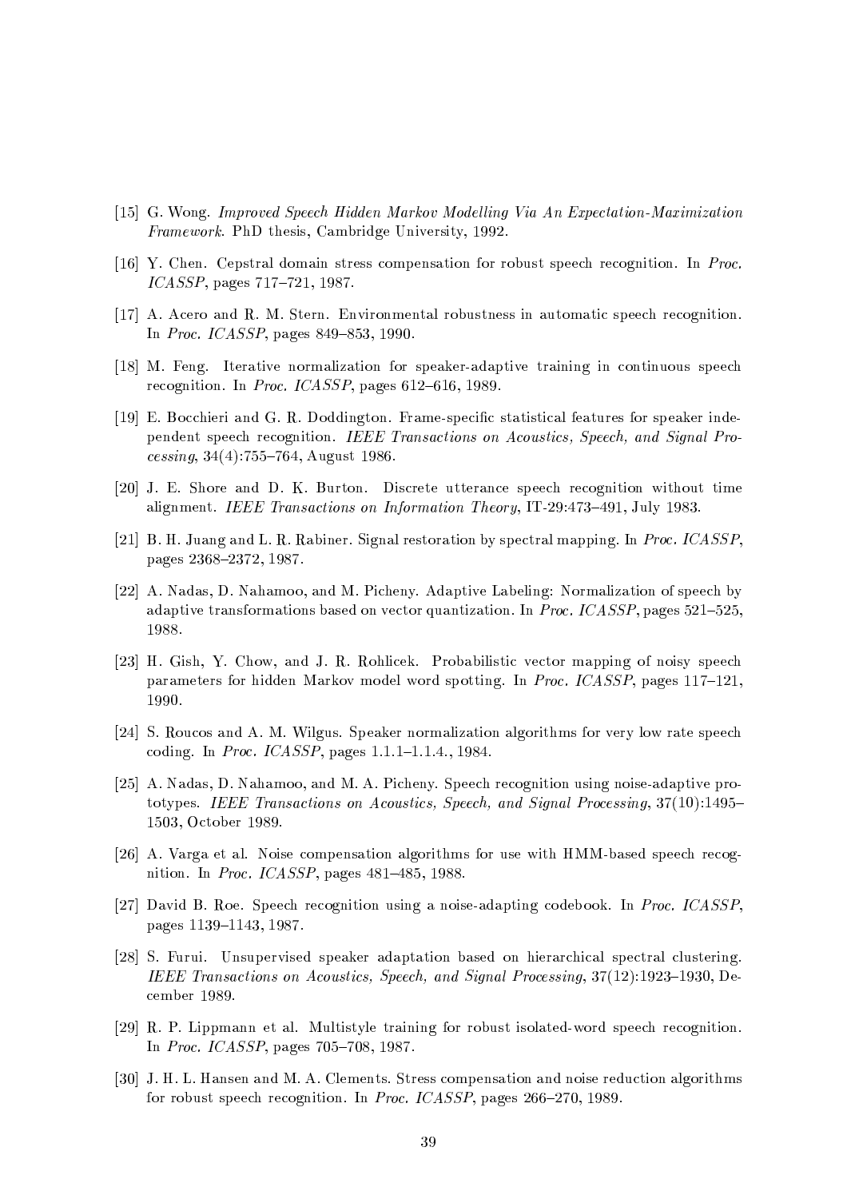[15] G. Wong. *Improved Speech Hidden Markov Modelling Via An Expectation-Maximization Framework*. PhD thesis, Cambridge University, 1992.

[16] Y. Chen. Cepstral domain stress compensation for robust speech recognition. In *Proc. ICASSP*, pages 717–721, 1987.

[17] A. Acero and R. M. Stern. Environmental robustness in automatic speech recognition. In *Proc. ICASSP*, pages 849–853, 1990.

[18] M. Feng. Iterative normalization for speaker-adaptive training in continuous speech recognition. In *Proc. ICASSP*, pages 612–616, 1989.

[19] E. Bocchieri and G. R. Doddington. Frame-specific statistical features for speaker independent speech recognition. *IEEE Transactions on Acoustics, Speech, and Signal Processing*, 34(4):755–764, August 1986.

[20] J. E. Shore and D. K. Burton. Discrete utterance speech recognition without time alignment. *IEEE Transactions on Information Theory*, IT-29:473–491, July 1983.

[21] B. H. Juang and L. R. Rabiner. Signal restoration by spectral mapping. In *Proc. ICASSP*, pages 2368–2372, 1987.

[22] A. Nadas, D. Nahamoo, and M. Picheny. Adaptive Labeling: Normalization of speech by adaptive transformations based on vector quantization. In *Proc. ICASSP*, pages 521–525, 1988.

[23] H. Gish, Y. Chow, and J. R. Rohlicek. Probabilistic vector mapping of noisy speech parameters for hidden Markov model word spotting. In *Proc. ICASSP*, pages 117–121, 1990.

[24] S. Roucos and A. M. Wilgus. Speaker normalization algorithms for very low rate speech coding. In *Proc. ICASSP*, pages 1.1.1–1.1.4., 1984.

[25] A. Nadas, D. Nahamoo, and M. A. Picheny. Speech recognition using noise-adaptive prototypes. *IEEE Transactions on Acoustics, Speech, and Signal Processing*, 37(10):1495–1503, October 1989.

[26] A. Varga et al. Noise compensation algorithms for use with HMM-based speech recognition. In *Proc. ICASSP*, pages 481–485, 1988.

[27] David B. Roe. Speech recognition using a noise-adapting codebook. In *Proc. ICASSP*, pages 1139–1143, 1987.

[28] S. Furui. Unsupervised speaker adaptation based on hierarchical spectral clustering. *IEEE Transactions on Acoustics, Speech, and Signal Processing*, 37(12):1923–1930, December 1989.

[29] R. P. Lippmann et al. Multistyle training for robust isolated-word speech recognition. In *Proc. ICASSP*, pages 705–708, 1987.

[30] J. H. L. Hansen and M. A. Clements. Stress compensation and noise reduction algorithms for robust speech recognition. In *Proc. ICASSP*, pages 266–270, 1989.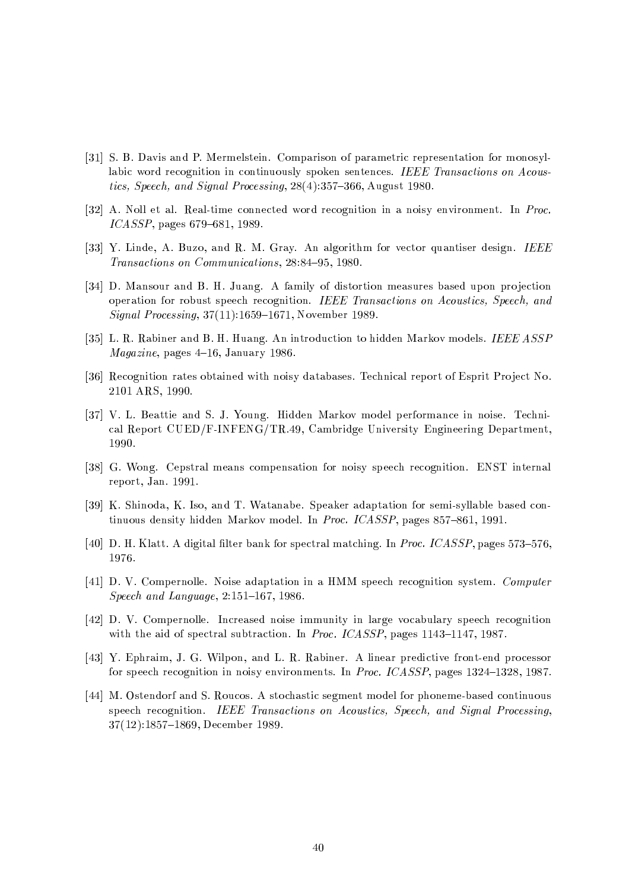[31] S. B. Davis and P. Mermelstein. Comparison of parametric representation for monosyllabic word recognition in continuously spoken sentences. *IEEE Transactions on Acoustics, Speech, and Signal Processing*, 28(4):357–366, August 1980.

[32] A. Noll et al. Real-time connected word recognition in a noisy environment. In *Proc. ICASSP*, pages 679–681, 1989.

[33] Y. Linde, A. Buzo, and R. M. Gray. An algorithm for vector quantiser design. *IEEE Transactions on Communications*, 28:84–95, 1980.

[34] D. Mansour and B. H. Juang. A family of distortion measures based upon projection operation for robust speech recognition. *IEEE Transactions on Acoustics, Speech, and Signal Processing*, 37(11):1659–1671, November 1989.

[35] L. R. Rabiner and B. H. Huang. An introduction to hidden Markov models. *IEEE ASSP Magazine*, pages 4–16, January 1986.

[36] Recognition rates obtained with noisy databases. Technical report of Esprit Project No. 2101 ARS, 1990.

[37] V. L. Beattie and S. J. Young. Hidden Markov model performance in noise. Technical Report CUED/F-INFENG/TR.49, Cambridge University Engineering Department, 1990.

[38] G. Wong. Cepstral means compensation for noisy speech recognition. ENST internal report, Jan. 1991.

[39] K. Shinoda, K. Iso, and T. Watanabe. Speaker adaptation for semi-syllable based continuous density hidden Markov model. In *Proc. ICASSP*, pages 857–861, 1991.

[40] D. H. Klatt. A digital filter bank for spectral matching. In *Proc. ICASSP*, pages 573–576, 1976.

[41] D. V. Compernolle. Noise adaptation in a HMM speech recognition system. *Computer Speech and Language*, 2:151–167, 1986.

[42] D. V. Compernolle. Increased noise immunity in large vocabulary speech recognition with the aid of spectral subtraction. In *Proc. ICASSP*, pages 1143–1147, 1987.

[43] Y. Ephraim, J. G. Wilpon, and L. R. Rabiner. A linear predictive front-end processor for speech recognition in noisy environments. In *Proc. ICASSP*, pages 1324–1328, 1987.

[44] M. Ostendorf and S. Roucos. A stochastic segment model for phoneme-based continuous speech recognition. *IEEE Transactions on Acoustics, Speech, and Signal Processing*, 37(12):1857–1869, December 1989.